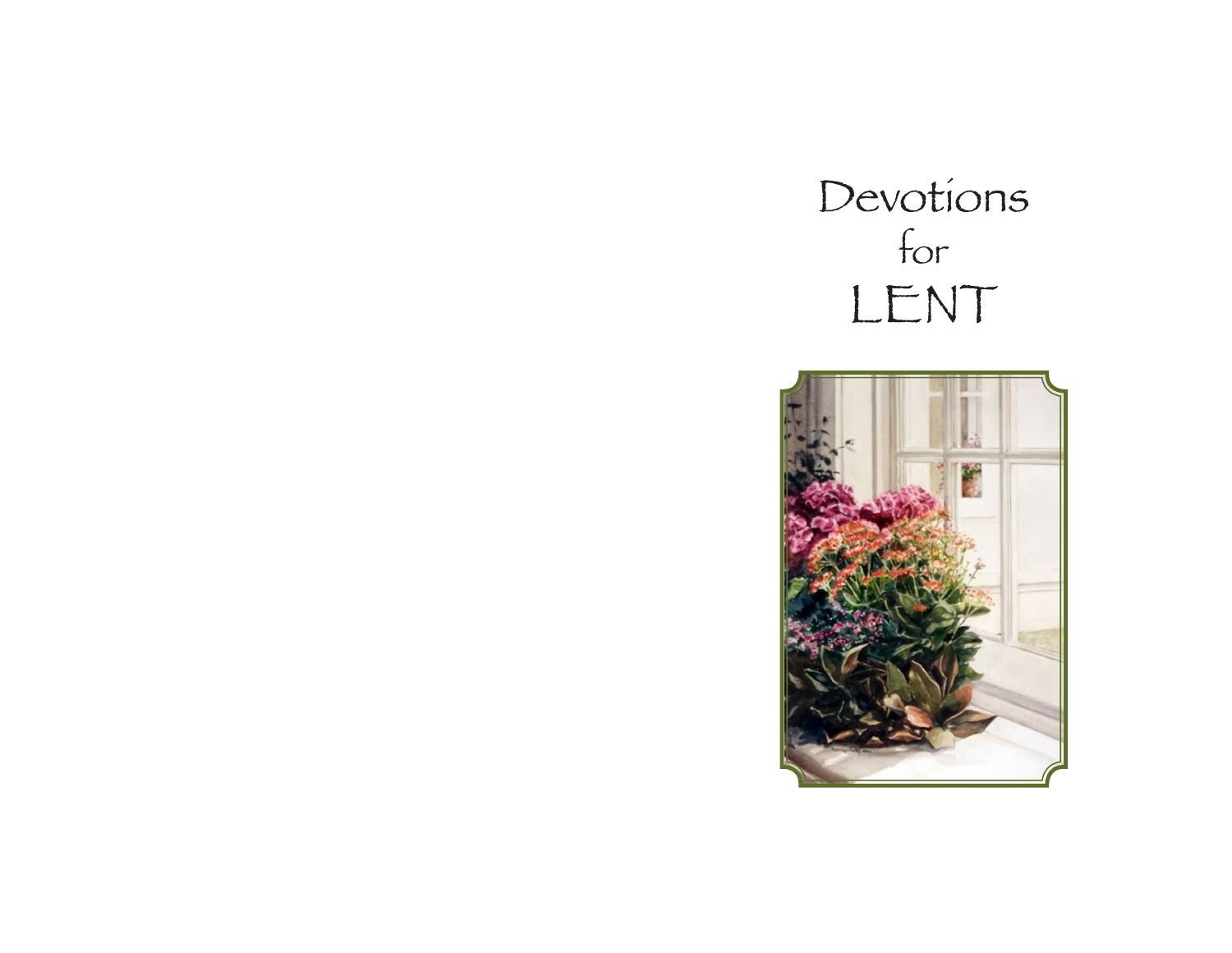# Devotions for LENT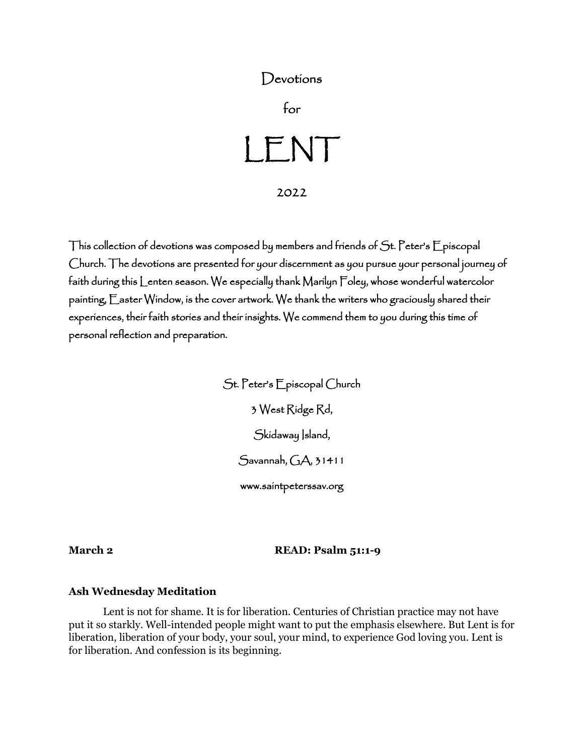# Devotions

for

# LENT

2022

This collection of devotions was composed by members and friends of St. Peter's Episcopal Church. The devotions are presented for your discernment as you pursue your personal journey of faith during this Lenten season. We especially thank Marilyn Foley, whose wonderful watercolor painting, Easter Window, is the cover artwork. We thank the writers who graciously shared their experiences, their faith stories and their insights. We commend them to you during this time of personal reflection and preparation.

St. Peter's Episcopal Church

3 West Ridge Rd,

Skidaway Island,

Savannah, GA, 31411

www.saintpeterssav.org

**March 2** **READ: Psalm 51:1-9**

**Ash Wednesday Meditation**

Lent is not for shame. It is for liberation. Centuries of Christian practice may not have put it so starkly. Well-intended people might want to put the emphasis elsewhere. But Lent is for liberation, liberation of your body, your soul, your mind, to experience God loving you. Lent is for liberation. And confession is its beginning.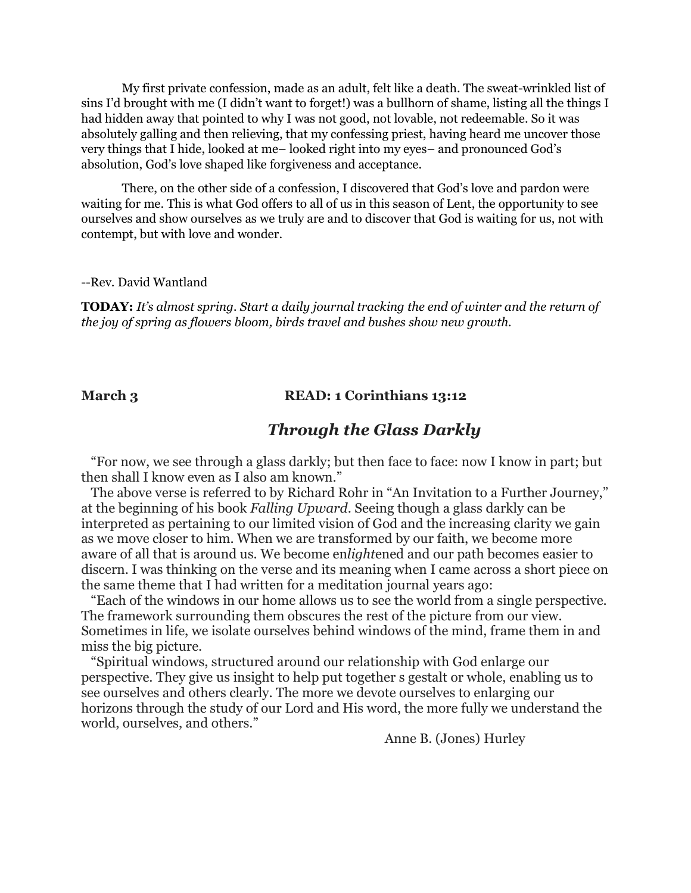My first private confession, made as an adult, felt like a death. The sweat-wrinkled list of sins I'd brought with me (I didn't want to forget!) was a bullhorn of shame, listing all the things I had hidden away that pointed to why I was not good, not lovable, not redeemable. So it was absolutely galling and then relieving, that my confessing priest, having heard me uncover those very things that I hide, looked at me– looked right into my eyes– and pronounced God's absolution, God's love shaped like forgiveness and acceptance.

There, on the other side of a confession, I discovered that God's love and pardon were waiting for me. This is what God offers to all of us in this season of Lent, the opportunity to see ourselves and show ourselves as we truly are and to discover that God is waiting for us, not with contempt, but with love and wonder.

--Rev. David Wantland

**TODAY:** *It's almost spring. Start a daily journal tracking the end of winter and the return of the joy of spring as flowers bloom, birds travel and bushes show new growth.*

**March 3** **READ: 1 Corinthians 13:12**

## *Through the Glass Darkly*

"For now, we see through a glass darkly; but then face to face: now I know in part; but then shall I know even as I also am known."

The above verse is referred to by Richard Rohr in "An Invitation to a Further Journey," at the beginning of his book *Falling Upward*. Seeing though a glass darkly can be interpreted as pertaining to our limited vision of God and the increasing clarity we gain as we move closer to him. When we are transformed by our faith, we become more aware of all that is around us. We become en*light*ened and our path becomes easier to discern. I was thinking on the verse and its meaning when I came across a short piece on the same theme that I had written for a meditation journal years ago:

"Each of the windows in our home allows us to see the world from a single perspective. The framework surrounding them obscures the rest of the picture from our view. Sometimes in life, we isolate ourselves behind windows of the mind, frame them in and miss the big picture.

"Spiritual windows, structured around our relationship with God enlarge our perspective. They give us insight to help put together s gestalt or whole, enabling us to see ourselves and others clearly. The more we devote ourselves to enlarging our horizons through the study of our Lord and His word, the more fully we understand the world, ourselves, and others."

Anne B. (Jones) Hurley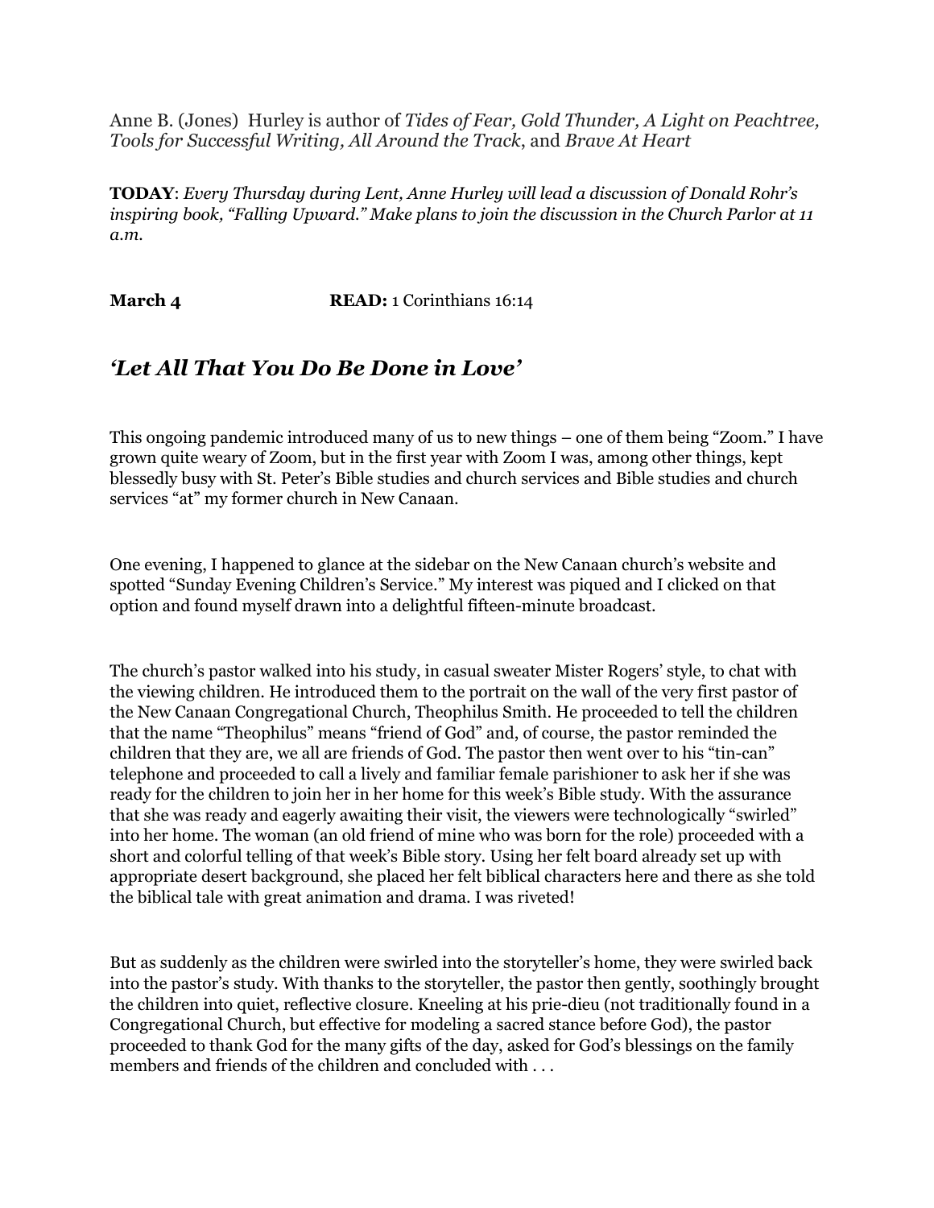Anne B. (Jones) Hurley is author of *Tides of Fear, Gold Thunder, A Light on Peachtree, Tools for Successful Writing, All Around the Track*, and *Brave At Heart*

**TODAY**: *Every Thursday during Lent, Anne Hurley will lead a discussion of Donald Rohr's inspiring book, "Falling Upward." Make plans to join the discussion in the Church Parlor at 11 a.m.*

**March 4** **READ:** 1 Corinthians 16:14

## *'Let All That You Do Be Done in Love'*

This ongoing pandemic introduced many of us to new things – one of them being "Zoom." I have grown quite weary of Zoom, but in the first year with Zoom I was, among other things, kept blessedly busy with St. Peter's Bible studies and church services and Bible studies and church services "at" my former church in New Canaan.

One evening, I happened to glance at the sidebar on the New Canaan church's website and spotted "Sunday Evening Children's Service." My interest was piqued and I clicked on that option and found myself drawn into a delightful fifteen-minute broadcast.

The church's pastor walked into his study, in casual sweater Mister Rogers' style, to chat with the viewing children. He introduced them to the portrait on the wall of the very first pastor of the New Canaan Congregational Church, Theophilus Smith. He proceeded to tell the children that the name "Theophilus" means "friend of God" and, of course, the pastor reminded the children that they are, we all are friends of God. The pastor then went over to his "tin-can" telephone and proceeded to call a lively and familiar female parishioner to ask her if she was ready for the children to join her in her home for this week's Bible study. With the assurance that she was ready and eagerly awaiting their visit, the viewers were technologically "swirled" into her home. The woman (an old friend of mine who was born for the role) proceeded with a short and colorful telling of that week's Bible story. Using her felt board already set up with appropriate desert background, she placed her felt biblical characters here and there as she told the biblical tale with great animation and drama. I was riveted!

But as suddenly as the children were swirled into the storyteller's home, they were swirled back into the pastor's study. With thanks to the storyteller, the pastor then gently, soothingly brought the children into quiet, reflective closure. Kneeling at his prie-dieu (not traditionally found in a Congregational Church, but effective for modeling a sacred stance before God), the pastor proceeded to thank God for the many gifts of the day, asked for God's blessings on the family members and friends of the children and concluded with . . .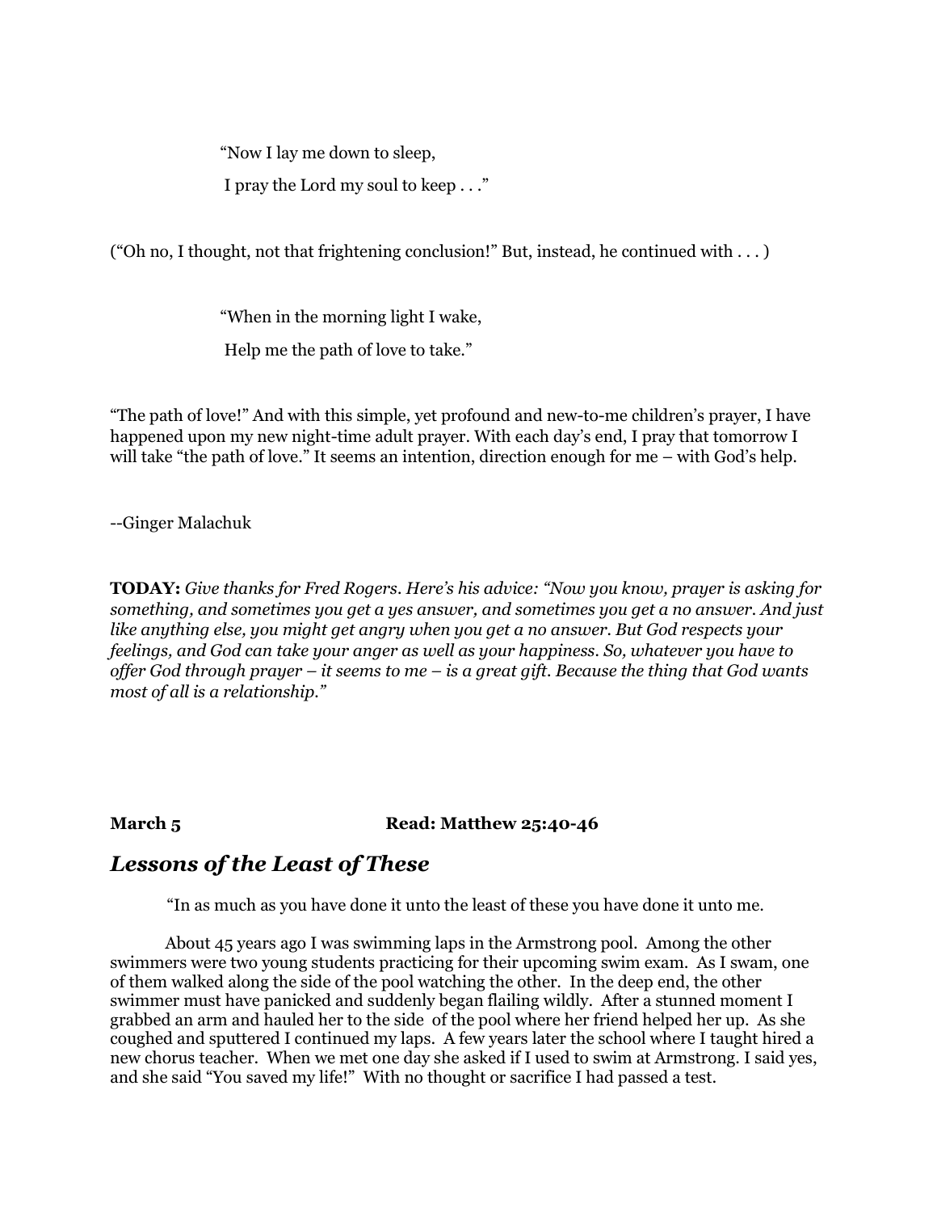"Now I lay me down to sleep,

I pray the Lord my soul to keep . . ."

("Oh no, I thought, not that frightening conclusion!" But, instead, he continued with . . . )

"When in the morning light I wake,

Help me the path of love to take."

"The path of love!" And with this simple, yet profound and new-to-me children's prayer, I have happened upon my new night-time adult prayer. With each day's end, I pray that tomorrow I will take "the path of love." It seems an intention, direction enough for me – with God's help.

--Ginger Malachuk

**TODAY:** *Give thanks for Fred Rogers. Here's his advice: "Now you know, prayer is asking for something, and sometimes you get a yes answer, and sometimes you get a no answer. And just like anything else, you might get angry when you get a no answer. But God respects your feelings, and God can take your anger as well as your happiness. So, whatever you have to offer God through prayer – it seems to me – is a great gift. Because the thing that God wants most of all is a relationship."*

**March 5** **Read: Matthew 25:40-46**

## *Lessons of the Least of These*

"In as much as you have done it unto the least of these you have done it unto me.

About 45 years ago I was swimming laps in the Armstrong pool. Among the other swimmers were two young students practicing for their upcoming swim exam. As I swam, one of them walked along the side of the pool watching the other. In the deep end, the other swimmer must have panicked and suddenly began flailing wildly. After a stunned moment I grabbed an arm and hauled her to the side of the pool where her friend helped her up. As she coughed and sputtered I continued my laps. A few years later the school where I taught hired a new chorus teacher. When we met one day she asked if I used to swim at Armstrong. I said yes, and she said "You saved my life!" With no thought or sacrifice I had passed a test.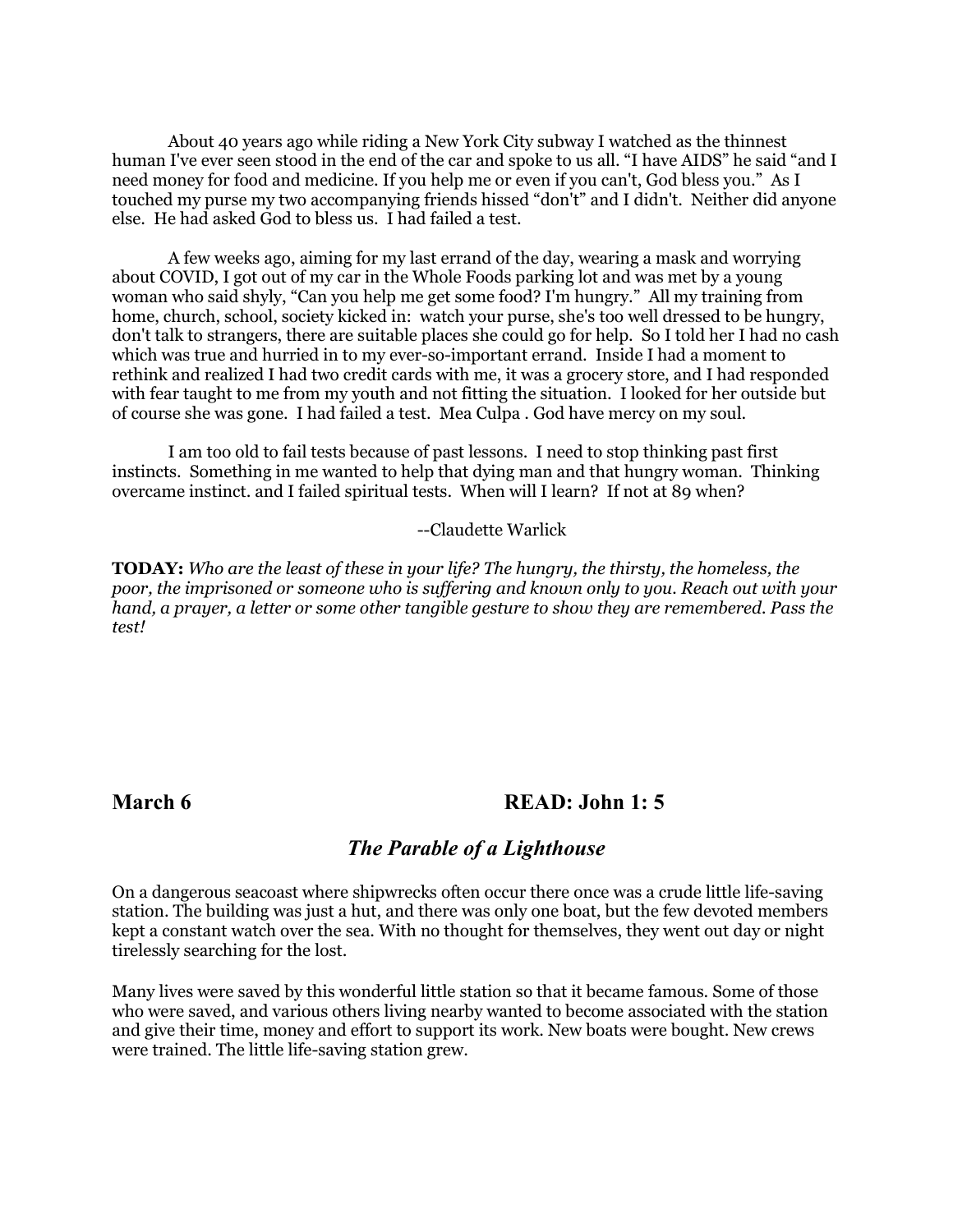About 40 years ago while riding a New York City subway I watched as the thinnest human I've ever seen stood in the end of the car and spoke to us all. “I have AIDS” he said “and I need money for food and medicine. If you help me or even if you can't, God bless you.” As I touched my purse my two accompanying friends hissed “don't” and I didn't. Neither did anyone else. He had asked God to bless us. I had failed a test.

A few weeks ago, aiming for my last errand of the day, wearing a mask and worrying about COVID, I got out of my car in the Whole Foods parking lot and was met by a young woman who said shyly, “Can you help me get some food? I'm hungry.” All my training from home, church, school, society kicked in: watch your purse, she's too well dressed to be hungry, don't talk to strangers, there are suitable places she could go for help. So I told her I had no cash which was true and hurried in to my ever-so-important errand. Inside I had a moment to rethink and realized I had two credit cards with me, it was a grocery store, and I had responded with fear taught to me from my youth and not fitting the situation. I looked for her outside but of course she was gone. I had failed a test. Mea Culpa . God have mercy on my soul.

I am too old to fail tests because of past lessons. I need to stop thinking past first instincts. Something in me wanted to help that dying man and that hungry woman. Thinking overcame instinct. and I failed spiritual tests. When will I learn? If not at 89 when?

--Claudette Warlick

**TODAY:** *Who are the least of these in your life? The hungry, the thirsty, the homeless, the poor, the imprisoned or someone who is suffering and known only to you. Reach out with your hand, a prayer, a letter or some other tangible gesture to show they are remembered. Pass the test!*

## March 6 — READ: John 1: 5

### *The Parable of a Lighthouse*

On a dangerous seacoast where shipwrecks often occur there once was a crude little life-saving station. The building was just a hut, and there was only one boat, but the few devoted members kept a constant watch over the sea. With no thought for themselves, they went out day or night tirelessly searching for the lost.

Many lives were saved by this wonderful little station so that it became famous. Some of those who were saved, and various others living nearby wanted to become associated with the station and give their time, money and effort to support its work. New boats were bought. New crews were trained. The little life-saving station grew.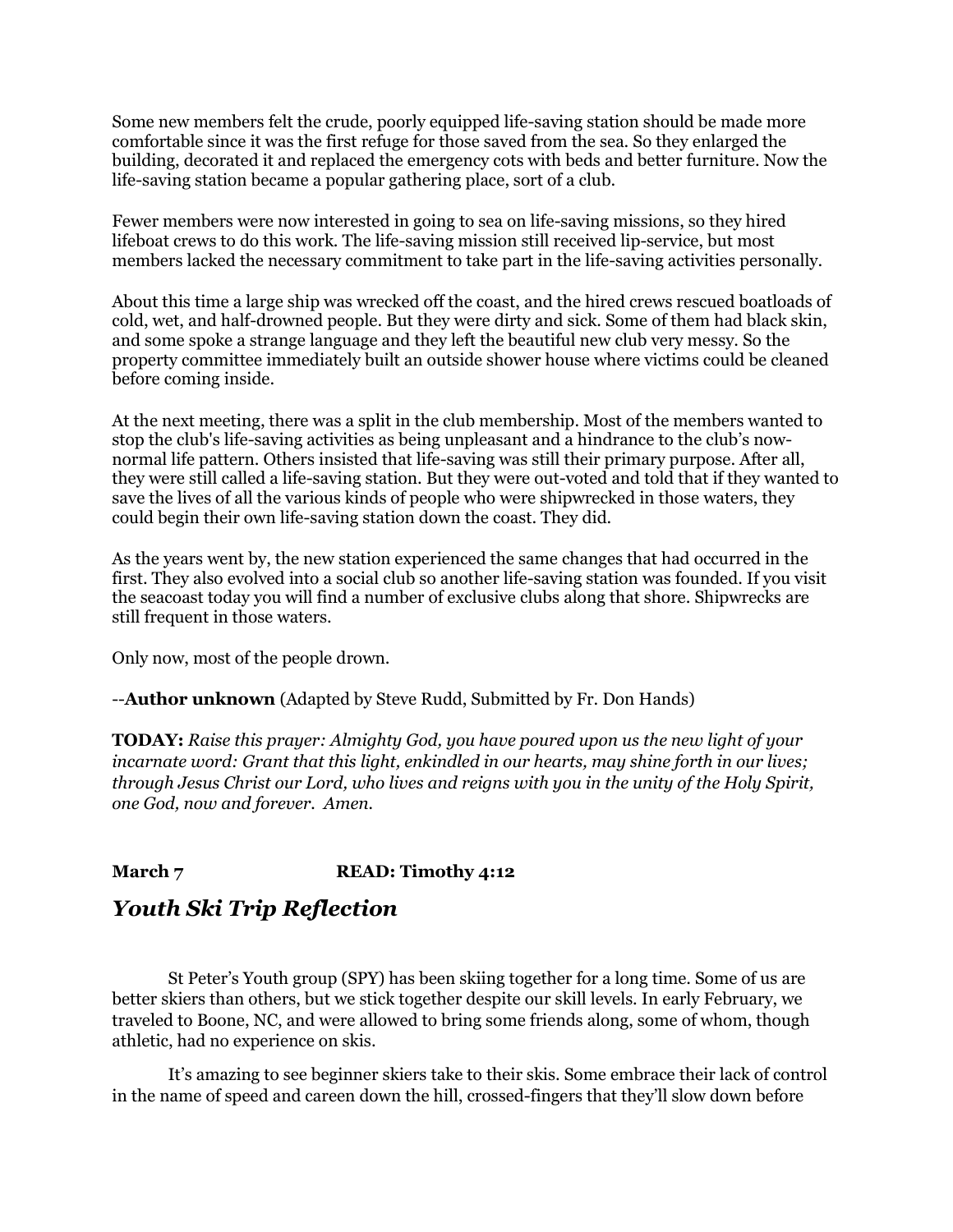Some new members felt the crude, poorly equipped life-saving station should be made more comfortable since it was the first refuge for those saved from the sea. So they enlarged the building, decorated it and replaced the emergency cots with beds and better furniture. Now the life-saving station became a popular gathering place, sort of a club.

Fewer members were now interested in going to sea on life-saving missions, so they hired lifeboat crews to do this work. The life-saving mission still received lip-service, but most members lacked the necessary commitment to take part in the life-saving activities personally.

About this time a large ship was wrecked off the coast, and the hired crews rescued boatloads of cold, wet, and half-drowned people. But they were dirty and sick. Some of them had black skin, and some spoke a strange language and they left the beautiful new club very messy. So the property committee immediately built an outside shower house where victims could be cleaned before coming inside.

At the next meeting, there was a split in the club membership. Most of the members wanted to stop the club's life-saving activities as being unpleasant and a hindrance to the club's now-normal life pattern. Others insisted that life-saving was still their primary purpose. After all, they were still called a life-saving station. But they were out-voted and told that if they wanted to save the lives of all the various kinds of people who were shipwrecked in those waters, they could begin their own life-saving station down the coast. They did.

As the years went by, the new station experienced the same changes that had occurred in the first. They also evolved into a social club so another life-saving station was founded. If you visit the seacoast today you will find a number of exclusive clubs along that shore. Shipwrecks are still frequent in those waters.

Only now, most of the people drown.

--**Author unknown** (Adapted by Steve Rudd, Submitted by Fr. Don Hands)

**TODAY:** *Raise this prayer: Almighty God, you have poured upon us the new light of your incarnate word: Grant that this light, enkindled in our hearts, may shine forth in our lives; through Jesus Christ our Lord, who lives and reigns with you in the unity of the Holy Spirit, one God, now and forever. Amen.*

**March 7 READ: Timothy 4:12**

## *Youth Ski Trip Reflection*

St Peter's Youth group (SPY) has been skiing together for a long time. Some of us are better skiers than others, but we stick together despite our skill levels. In early February, we traveled to Boone, NC, and were allowed to bring some friends along, some of whom, though athletic, had no experience on skis.

It's amazing to see beginner skiers take to their skis. Some embrace their lack of control in the name of speed and careen down the hill, crossed-fingers that they'll slow down before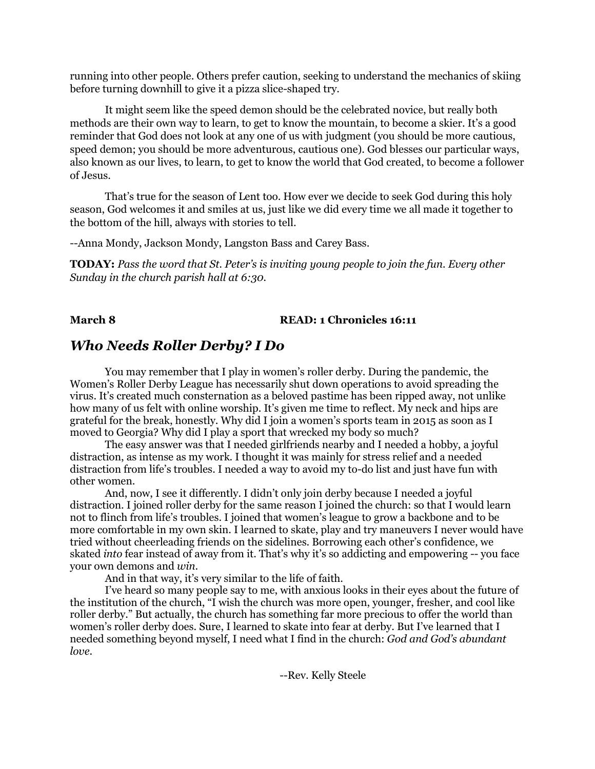running into other people. Others prefer caution, seeking to understand the mechanics of skiing before turning downhill to give it a pizza slice-shaped try.

It might seem like the speed demon should be the celebrated novice, but really both methods are their own way to learn, to get to know the mountain, to become a skier. It's a good reminder that God does not look at any one of us with judgment (you should be more cautious, speed demon; you should be more adventurous, cautious one). God blesses our particular ways, also known as our lives, to learn, to get to know the world that God created, to become a follower of Jesus.

That's true for the season of Lent too. How ever we decide to seek God during this holy season, God welcomes it and smiles at us, just like we did every time we all made it together to the bottom of the hill, always with stories to tell.

--Anna Mondy, Jackson Mondy, Langston Bass and Carey Bass.

**TODAY:** *Pass the word that St. Peter's is inviting young people to join the fun. Every other Sunday in the church parish hall at 6:30.*

**March 8** **READ: 1 Chronicles 16:11**

## *Who Needs Roller Derby? I Do*

You may remember that I play in women's roller derby. During the pandemic, the Women's Roller Derby League has necessarily shut down operations to avoid spreading the virus. It's created much consternation as a beloved pastime has been ripped away, not unlike how many of us felt with online worship. It's given me time to reflect. My neck and hips are grateful for the break, honestly. Why did I join a women's sports team in 2015 as soon as I moved to Georgia? Why did I play a sport that wrecked my body so much?

The easy answer was that I needed girlfriends nearby and I needed a hobby, a joyful distraction, as intense as my work. I thought it was mainly for stress relief and a needed distraction from life's troubles. I needed a way to avoid my to-do list and just have fun with other women.

And, now, I see it differently. I didn't only join derby because I needed a joyful distraction. I joined roller derby for the same reason I joined the church: so that I would learn not to flinch from life's troubles. I joined that women's league to grow a backbone and to be more comfortable in my own skin. I learned to skate, play and try maneuvers I never would have tried without cheerleading friends on the sidelines. Borrowing each other's confidence, we skated *into* fear instead of away from it. That's why it's so addicting and empowering -- you face your own demons and *win*.

And in that way, it's very similar to the life of faith.

I've heard so many people say to me, with anxious looks in their eyes about the future of the institution of the church, "I wish the church was more open, younger, fresher, and cool like roller derby." But actually, the church has something far more precious to offer the world than women's roller derby does. Sure, I learned to skate into fear at derby. But I've learned that I needed something beyond myself, I need what I find in the church: *God and God's abundant love.*

--Rev. Kelly Steele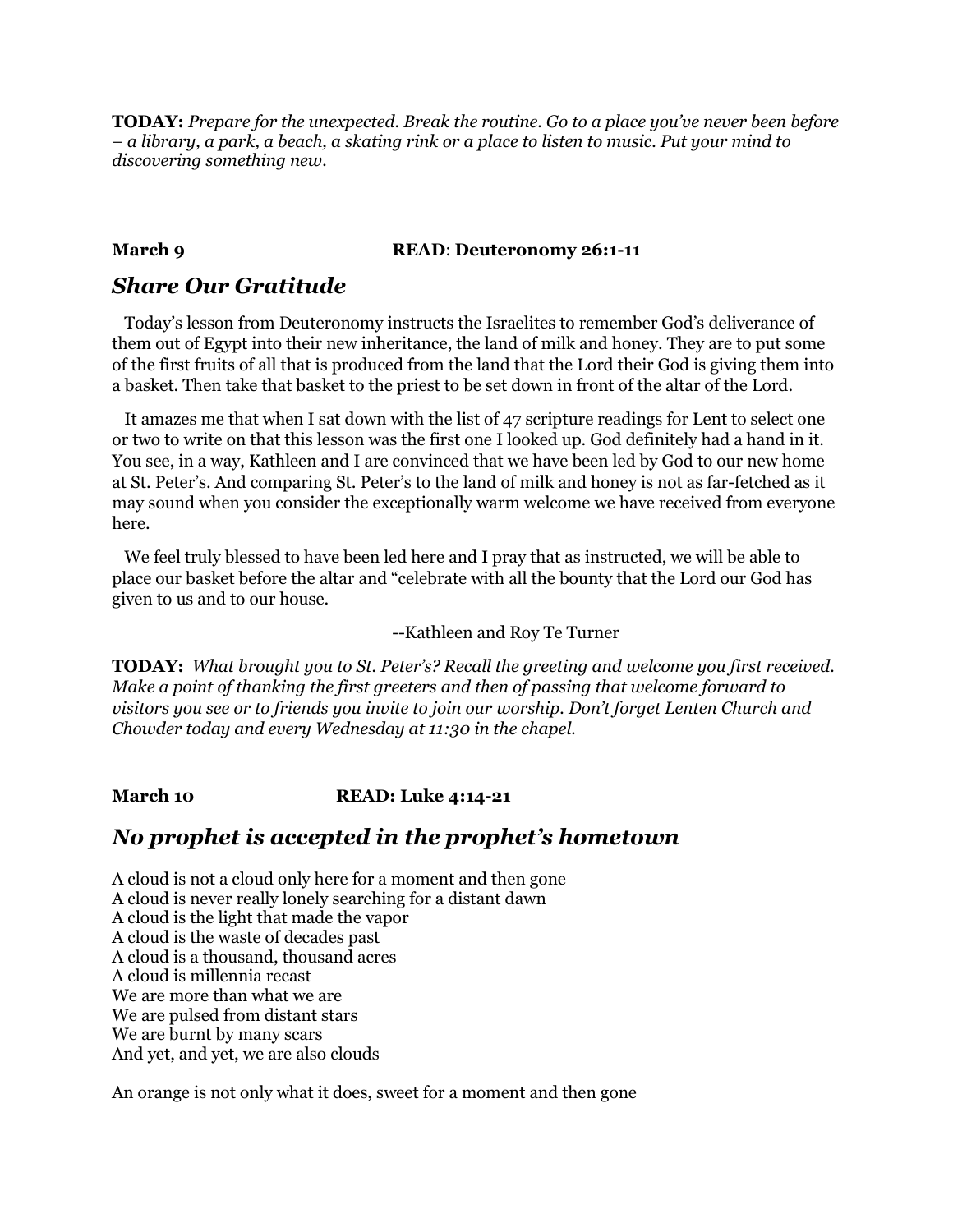**TODAY:** *Prepare for the unexpected. Break the routine. Go to a place you've never been before – a library, a park, a beach, a skating rink or a place to listen to music. Put your mind to discovering something new.*

**March 9** **READ**: **Deuteronomy 26:1-11**

## *Share Our Gratitude*

Today's lesson from Deuteronomy instructs the Israelites to remember God's deliverance of them out of Egypt into their new inheritance, the land of milk and honey. They are to put some of the first fruits of all that is produced from the land that the Lord their God is giving them into a basket. Then take that basket to the priest to be set down in front of the altar of the Lord.

It amazes me that when I sat down with the list of 47 scripture readings for Lent to select one or two to write on that this lesson was the first one I looked up. God definitely had a hand in it. You see, in a way, Kathleen and I are convinced that we have been led by God to our new home at St. Peter's. And comparing St. Peter's to the land of milk and honey is not as far-fetched as it may sound when you consider the exceptionally warm welcome we have received from everyone here.

We feel truly blessed to have been led here and I pray that as instructed, we will be able to place our basket before the altar and "celebrate with all the bounty that the Lord our God has given to us and to our house.

--Kathleen and Roy Te Turner

**TODAY:** *What brought you to St. Peter's? Recall the greeting and welcome you first received. Make a point of thanking the first greeters and then of passing that welcome forward to visitors you see or to friends you invite to join our worship. Don't forget Lenten Church and Chowder today and every Wednesday at 11:30 in the chapel.*

**March 10** **READ: Luke 4:14-21**

## *No prophet is accepted in the prophet's hometown*

A cloud is not a cloud only here for a moment and then gone
A cloud is never really lonely searching for a distant dawn
A cloud is the light that made the vapor
A cloud is the waste of decades past
A cloud is a thousand, thousand acres
A cloud is millennia recast
We are more than what we are
We are pulsed from distant stars
We are burnt by many scars
And yet, and yet, we are also clouds

An orange is not only what it does, sweet for a moment and then gone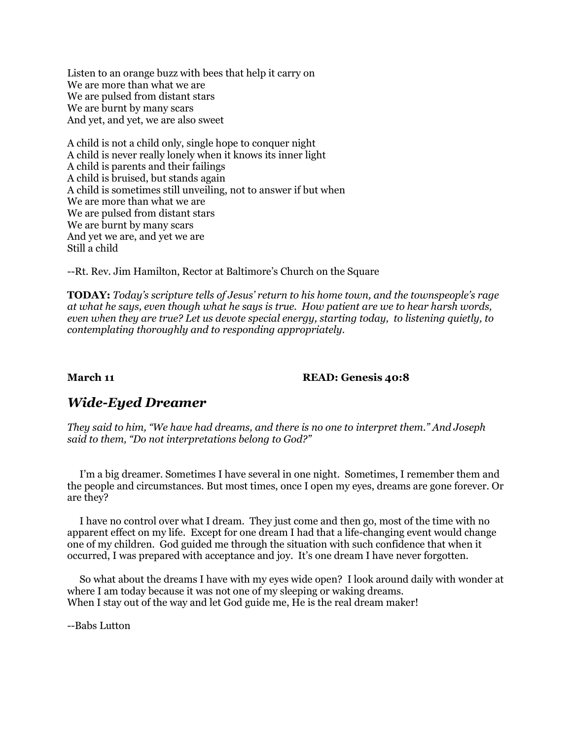Listen to an orange buzz with bees that help it carry on  
We are more than what we are  
We are pulsed from distant stars  
We are burnt by many scars  
And yet, and yet, we are also sweet

A child is not a child only, single hope to conquer night  
A child is never really lonely when it knows its inner light  
A child is parents and their failings  
A child is bruised, but stands again  
A child is sometimes still unveiling, not to answer if but when  
We are more than what we are  
We are pulsed from distant stars  
We are burnt by many scars  
And yet we are, and yet we are  
Still a child

--Rt. Rev. Jim Hamilton, Rector at Baltimore's Church on the Square

**TODAY:** *Today's scripture tells of Jesus' return to his home town, and the townspeople's rage at what he says, even though what he says is true. How patient are we to hear harsh words, even when they are true? Let us devote special energy, starting today, to listening quietly, to contemplating thoroughly and to responding appropriately.*

**March 11** **READ: Genesis 40:8**

## *Wide-Eyed Dreamer*

*They said to him, "We have had dreams, and there is no one to interpret them." And Joseph said to them, "Do not interpretations belong to God?"*

I'm a big dreamer. Sometimes I have several in one night. Sometimes, I remember them and the people and circumstances. But most times, once I open my eyes, dreams are gone forever. Or are they?

I have no control over what I dream. They just come and then go, most of the time with no apparent effect on my life. Except for one dream I had that a life-changing event would change one of my children. God guided me through the situation with such confidence that when it occurred, I was prepared with acceptance and joy. It's one dream I have never forgotten.

So what about the dreams I have with my eyes wide open? I look around daily with wonder at where I am today because it was not one of my sleeping or waking dreams.  
When I stay out of the way and let God guide me, He is the real dream maker!

--Babs Lutton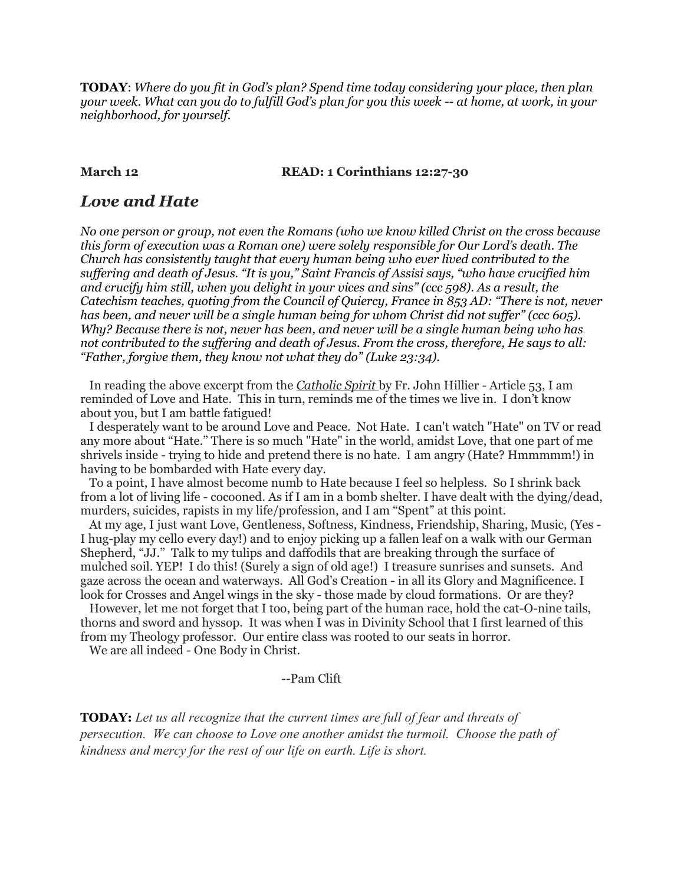**TODAY**: *Where do you fit in God's plan? Spend time today considering your place, then plan your week. What can you do to fulfill God's plan for you this week -- at home, at work, in your neighborhood, for yourself.*

**March 12** **READ: 1 Corinthians 12:27-30**

## *Love and Hate*

***No one person or group, not even the Romans (who we know killed Christ on the cross because this form of execution was a Roman one) were solely responsible for Our Lord's death. The Church has consistently taught that every human being who ever lived contributed to the suffering and death of Jesus. "It is you," Saint Francis of Assisi says, "who have crucified him and crucify him still, when you delight in your vices and sins" (ccc 598). As a result, the Catechism teaches, quoting from the Council of Quiercy, France in 853 AD: "There is not, never has been, and never will be a single human being for whom Christ did not suffer" (ccc 605). Why? Because there is not, never has been, and never will be a single human being who has not contributed to the suffering and death of Jesus. From the cross, therefore, He says to all: "Father, forgive them, they know not what they do" (Luke 23:34).***

In reading the above excerpt from the *Catholic Spirit* by Fr. John Hillier - Article 53, I am reminded of Love and Hate. This in turn, reminds me of the times we live in. I don't know about you, but I am battle fatigued!

I desperately want to be around Love and Peace. Not Hate. I can't watch "Hate" on TV or read any more about "Hate." There is so much "Hate" in the world, amidst Love, that one part of me shrivels inside - trying to hide and pretend there is no hate. I am angry (Hate? Hmmmmm!) in having to be bombarded with Hate every day.

To a point, I have almost become numb to Hate because I feel so helpless. So I shrink back from a lot of living life - cocooned. As if I am in a bomb shelter. I have dealt with the dying/dead, murders, suicides, rapists in my life/profession, and I am "Spent" at this point.

At my age, I just want Love, Gentleness, Softness, Kindness, Friendship, Sharing, Music, (Yes - I hug-play my cello every day!) and to enjoy picking up a fallen leaf on a walk with our German Shepherd, "JJ." Talk to my tulips and daffodils that are breaking through the surface of mulched soil. YEP! I do this! (Surely a sign of old age!) I treasure sunrises and sunsets. And gaze across the ocean and waterways. All God's Creation - in all its Glory and Magnificence. I look for Crosses and Angel wings in the sky - those made by cloud formations. Or are they?

However, let me not forget that I too, being part of the human race, hold the cat-O-nine tails, thorns and sword and hyssop. It was when I was in Divinity School that I first learned of this from my Theology professor. Our entire class was rooted to our seats in horror.

We are all indeed - One Body in Christ.

--Pam Clift

**TODAY:** *Let us all recognize that the current times are full of fear and threats of persecution. We can choose to Love one another amidst the turmoil. Choose the path of kindness and mercy for the rest of our life on earth. Life is short.*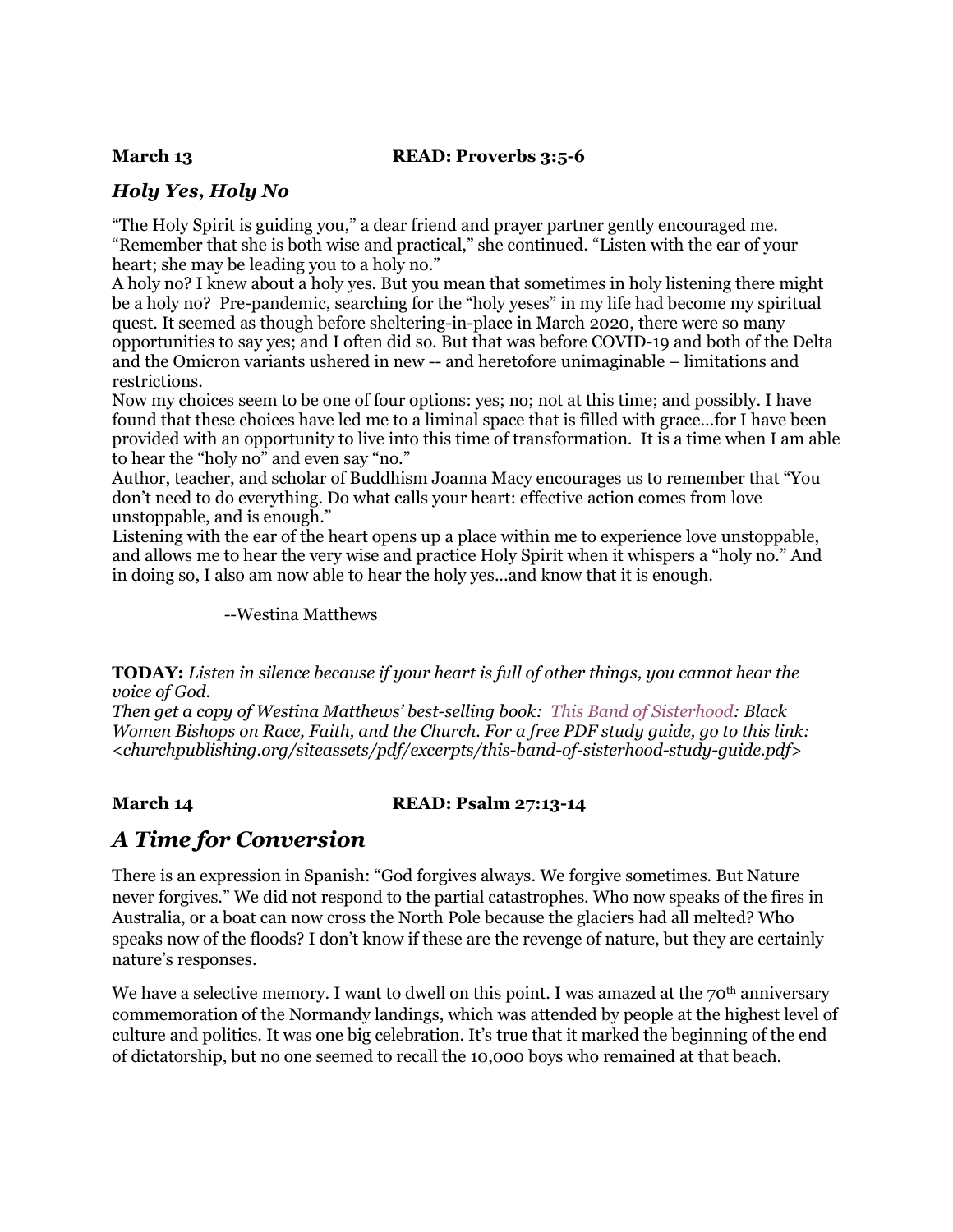**March 13** **READ: Proverbs 3:5-6**

## *Holy Yes, Holy No*

"The Holy Spirit is guiding you," a dear friend and prayer partner gently encouraged me. "Remember that she is both wise and practical," she continued. "Listen with the ear of your heart; she may be leading you to a holy no."

A holy no? I knew about a holy yes. But you mean that sometimes in holy listening there might be a holy no? Pre-pandemic, searching for the "holy yeses" in my life had become my spiritual quest. It seemed as though before sheltering-in-place in March 2020, there were so many opportunities to say yes; and I often did so. But that was before COVID-19 and both of the Delta and the Omicron variants ushered in new -- and heretofore unimaginable – limitations and restrictions.

Now my choices seem to be one of four options: yes; no; not at this time; and possibly. I have found that these choices have led me to a liminal space that is filled with grace…for I have been provided with an opportunity to live into this time of transformation. It is a time when I am able to hear the "holy no" and even say "no."

Author, teacher, and scholar of Buddhism Joanna Macy encourages us to remember that "You don't need to do everything. Do what calls your heart: effective action comes from love unstoppable, and is enough."

Listening with the ear of the heart opens up a place within me to experience love unstoppable, and allows me to hear the very wise and practice Holy Spirit when it whispers a "holy no." And in doing so, I also am now able to hear the holy yes…and know that it is enough.

--Westina Matthews

**TODAY:** *Listen in silence because if your heart is full of other things, you cannot hear the voice of God.*
*Then get a copy of Westina Matthews' best-selling book: This Band of Sisterhood: Black Women Bishops on Race, Faith, and the Church. For a free PDF study guide, go to this link: <churchpublishing.org/siteassets/pdf/excerpts/this-band-of-sisterhood-study-guide.pdf>*

**March 14** **READ: Psalm 27:13-14**

## *A Time for Conversion*

There is an expression in Spanish: "God forgives always. We forgive sometimes. But Nature never forgives." We did not respond to the partial catastrophes. Who now speaks of the fires in Australia, or a boat can now cross the North Pole because the glaciers had all melted? Who speaks now of the floods? I don't know if these are the revenge of nature, but they are certainly nature's responses.

We have a selective memory. I want to dwell on this point. I was amazed at the 70th anniversary commemoration of the Normandy landings, which was attended by people at the highest level of culture and politics. It was one big celebration. It's true that it marked the beginning of the end of dictatorship, but no one seemed to recall the 10,000 boys who remained at that beach.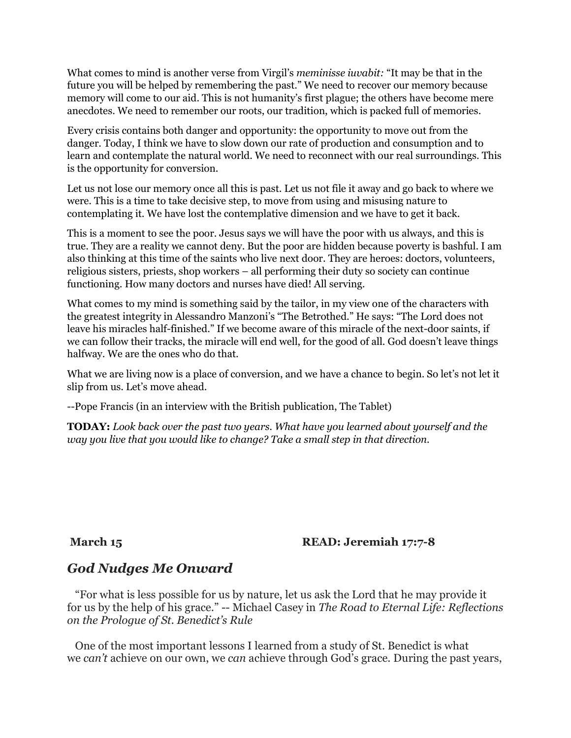What comes to mind is another verse from Virgil's *meminisse iuvabit:* "It may be that in the future you will be helped by remembering the past." We need to recover our memory because memory will come to our aid. This is not humanity's first plague; the others have become mere anecdotes. We need to remember our roots, our tradition, which is packed full of memories.

Every crisis contains both danger and opportunity: the opportunity to move out from the danger. Today, I think we have to slow down our rate of production and consumption and to learn and contemplate the natural world. We need to reconnect with our real surroundings. This is the opportunity for conversion.

Let us not lose our memory once all this is past. Let us not file it away and go back to where we were. This is a time to take decisive step, to move from using and misusing nature to contemplating it. We have lost the contemplative dimension and we have to get it back.

This is a moment to see the poor. Jesus says we will have the poor with us always, and this is true. They are a reality we cannot deny. But the poor are hidden because poverty is bashful. I am also thinking at this time of the saints who live next door. They are heroes: doctors, volunteers, religious sisters, priests, shop workers – all performing their duty so society can continue functioning. How many doctors and nurses have died! All serving.

What comes to my mind is something said by the tailor, in my view one of the characters with the greatest integrity in Alessandro Manzoni's "The Betrothed." He says: "The Lord does not leave his miracles half-finished." If we become aware of this miracle of the next-door saints, if we can follow their tracks, the miracle will end well, for the good of all. God doesn't leave things halfway. We are the ones who do that.

What we are living now is a place of conversion, and we have a chance to begin. So let's not let it slip from us. Let's move ahead.

--Pope Francis (in an interview with the British publication, The Tablet)

**TODAY:** *Look back over the past two years. What have you learned about yourself and the way you live that you would like to change? Take a small step in that direction.*

**March 15** **READ: Jeremiah 17:7-8**

## *God Nudges Me Onward*

"For what is less possible for us by nature, let us ask the Lord that he may provide it for us by the help of his grace." -- Michael Casey in *The Road to Eternal Life: Reflections on the Prologue of St. Benedict's Rule*

One of the most important lessons I learned from a study of St. Benedict is what we *can't* achieve on our own, we *can* achieve through God's grace. During the past years,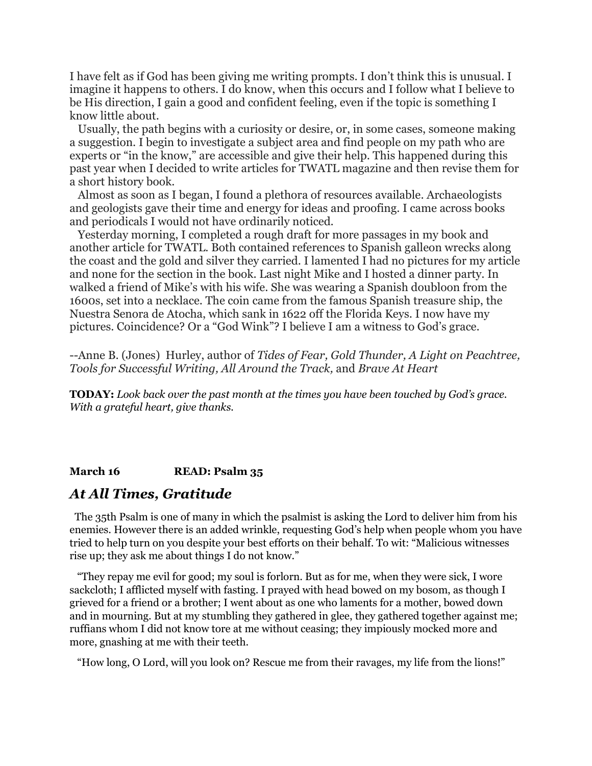I have felt as if God has been giving me writing prompts. I don't think this is unusual. I imagine it happens to others. I do know, when this occurs and I follow what I believe to be His direction, I gain a good and confident feeling, even if the topic is something I know little about.

Usually, the path begins with a curiosity or desire, or, in some cases, someone making a suggestion. I begin to investigate a subject area and find people on my path who are experts or "in the know," are accessible and give their help. This happened during this past year when I decided to write articles for TWATL magazine and then revise them for a short history book.

Almost as soon as I began, I found a plethora of resources available. Archaeologists and geologists gave their time and energy for ideas and proofing. I came across books and periodicals I would not have ordinarily noticed.

Yesterday morning, I completed a rough draft for more passages in my book and another article for TWATL. Both contained references to Spanish galleon wrecks along the coast and the gold and silver they carried. I lamented I had no pictures for my article and none for the section in the book. Last night Mike and I hosted a dinner party. In walked a friend of Mike's with his wife. She was wearing a Spanish doubloon from the 1600s, set into a necklace. The coin came from the famous Spanish treasure ship, the Nuestra Senora de Atocha, which sank in 1622 off the Florida Keys. I now have my pictures. Coincidence? Or a "God Wink"? I believe I am a witness to God's grace.

--Anne B. (Jones) Hurley, author of *Tides of Fear, Gold Thunder, A Light on Peachtree, Tools for Successful Writing, All Around the Track,* and *Brave At Heart*

**TODAY:** *Look back over the past month at the times you have been touched by God's grace. With a grateful heart, give thanks.*

**March 16 READ: Psalm 35**

## *At All Times, Gratitude*

The 35th Psalm is one of many in which the psalmist is asking the Lord to deliver him from his enemies. However there is an added wrinkle, requesting God's help when people whom you have tried to help turn on you despite your best efforts on their behalf. To wit: "Malicious witnesses rise up; they ask me about things I do not know."

"They repay me evil for good; my soul is forlorn. But as for me, when they were sick, I wore sackcloth; I afflicted myself with fasting. I prayed with head bowed on my bosom, as though I grieved for a friend or a brother; I went about as one who laments for a mother, bowed down and in mourning. But at my stumbling they gathered in glee, they gathered together against me; ruffians whom I did not know tore at me without ceasing; they impiously mocked more and more, gnashing at me with their teeth.

"How long, O Lord, will you look on? Rescue me from their ravages, my life from the lions!"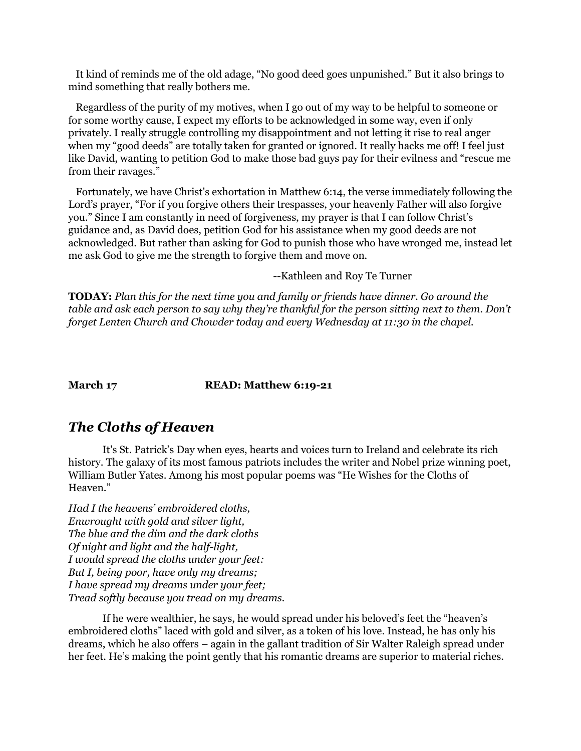It kind of reminds me of the old adage, "No good deed goes unpunished." But it also brings to mind something that really bothers me.

Regardless of the purity of my motives, when I go out of my way to be helpful to someone or for some worthy cause, I expect my efforts to be acknowledged in some way, even if only privately. I really struggle controlling my disappointment and not letting it rise to real anger when my "good deeds" are totally taken for granted or ignored. It really hacks me off! I feel just like David, wanting to petition God to make those bad guys pay for their evilness and "rescue me from their ravages."

Fortunately, we have Christ's exhortation in Matthew 6:14, the verse immediately following the Lord's prayer, "For if you forgive others their trespasses, your heavenly Father will also forgive you." Since I am constantly in need of forgiveness, my prayer is that I can follow Christ's guidance and, as David does, petition God for his assistance when my good deeds are not acknowledged. But rather than asking for God to punish those who have wronged me, instead let me ask God to give me the strength to forgive them and move on.

--Kathleen and Roy Te Turner

**TODAY:** *Plan this for the next time you and family or friends have dinner. Go around the table and ask each person to say why they're thankful for the person sitting next to them. Don't forget Lenten Church and Chowder today and every Wednesday at 11:30 in the chapel.*

**March 17** **READ: Matthew 6:19-21**

## *The Cloths of Heaven*

It's St. Patrick's Day when eyes, hearts and voices turn to Ireland and celebrate its rich history. The galaxy of its most famous patriots includes the writer and Nobel prize winning poet, William Butler Yates. Among his most popular poems was "He Wishes for the Cloths of Heaven."

*Had I the heavens' embroidered cloths,*
*Enwrought with gold and silver light,*
*The blue and the dim and the dark cloths*
*Of night and light and the half-light,*
*I would spread the cloths under your feet:*
*But I, being poor, have only my dreams;*
*I have spread my dreams under your feet;*
*Tread softly because you tread on my dreams.*

If he were wealthier, he says, he would spread under his beloved's feet the "heaven's embroidered cloths" laced with gold and silver, as a token of his love. Instead, he has only his dreams, which he also offers – again in the gallant tradition of Sir Walter Raleigh spread under her feet. He's making the point gently that his romantic dreams are superior to material riches.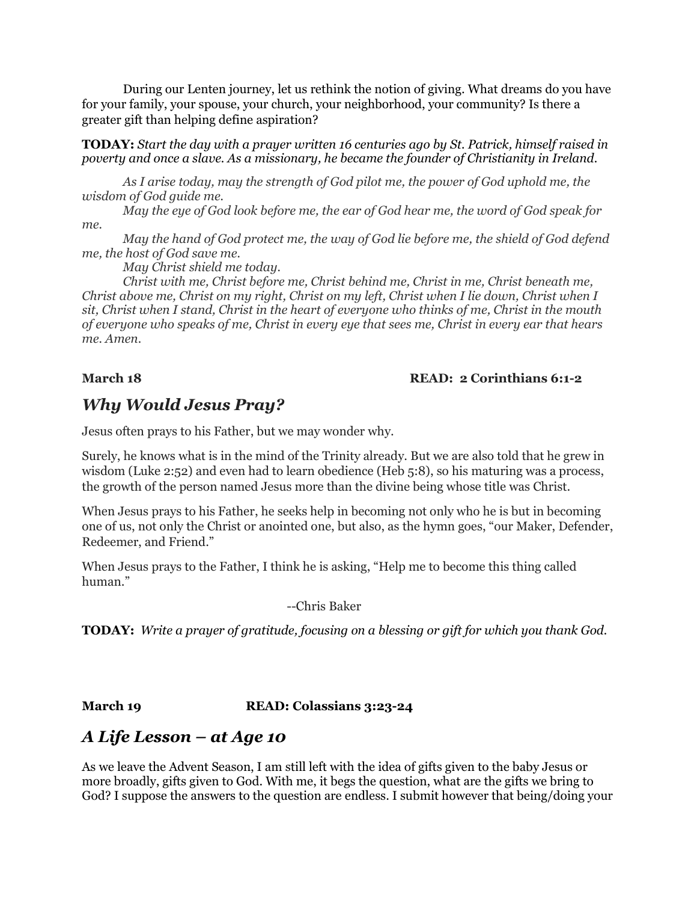During our Lenten journey, let us rethink the notion of giving. What dreams do you have for your family, your spouse, your church, your neighborhood, your community? Is there a greater gift than helping define aspiration?

**TODAY:** *Start the day with a prayer written 16 centuries ago by St. Patrick, himself raised in poverty and once a slave. As a missionary, he became the founder of Christianity in Ireland.*

*As I arise today, may the strength of God pilot me, the power of God uphold me, the wisdom of God guide me.*

*May the eye of God look before me, the ear of God hear me, the word of God speak for me.*

*May the hand of God protect me, the way of God lie before me, the shield of God defend me, the host of God save me.*

*May Christ shield me today.*

*Christ with me, Christ before me, Christ behind me, Christ in me, Christ beneath me, Christ above me, Christ on my right, Christ on my left, Christ when I lie down, Christ when I sit, Christ when I stand, Christ in the heart of everyone who thinks of me, Christ in the mouth of everyone who speaks of me, Christ in every eye that sees me, Christ in every ear that hears me. Amen.*

**March 18** **READ: 2 Corinthians 6:1-2**

## *Why Would Jesus Pray?*

Jesus often prays to his Father, but we may wonder why.

Surely, he knows what is in the mind of the Trinity already. But we are also told that he grew in wisdom (Luke 2:52) and even had to learn obedience (Heb 5:8), so his maturing was a process, the growth of the person named Jesus more than the divine being whose title was Christ.

When Jesus prays to his Father, he seeks help in becoming not only who he is but in becoming one of us, not only the Christ or anointed one, but also, as the hymn goes, "our Maker, Defender, Redeemer, and Friend."

When Jesus prays to the Father, I think he is asking, "Help me to become this thing called human."

--Chris Baker

**TODAY:** *Write a prayer of gratitude, focusing on a blessing or gift for which you thank God.*

**March 19** **READ: Colassians 3:23-24**

## *A Life Lesson – at Age 10*

As we leave the Advent Season, I am still left with the idea of gifts given to the baby Jesus or more broadly, gifts given to God. With me, it begs the question, what are the gifts we bring to God? I suppose the answers to the question are endless. I submit however that being/doing your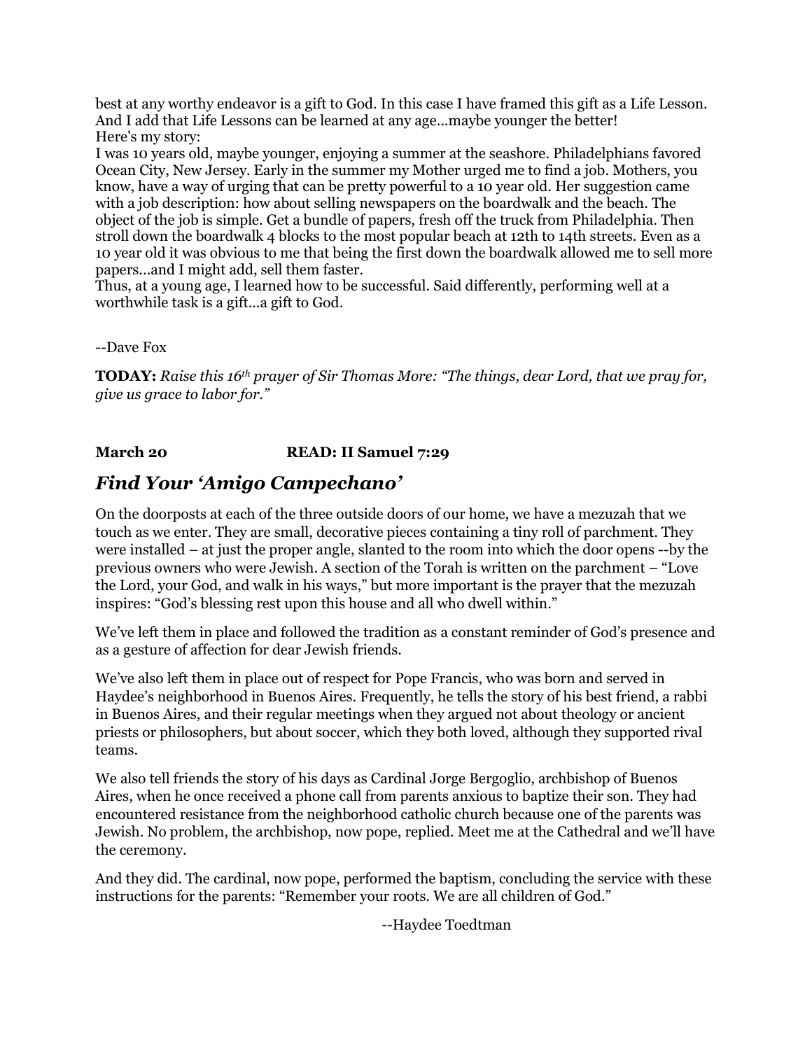best at any worthy endeavor is a gift to God. In this case I have framed this gift as a Life Lesson. And I add that Life Lessons can be learned at any age...maybe younger the better!
Here's my story:
I was 10 years old, maybe younger, enjoying a summer at the seashore. Philadelphians favored Ocean City, New Jersey. Early in the summer my Mother urged me to find a job. Mothers, you know, have a way of urging that can be pretty powerful to a 10 year old. Her suggestion came with a job description: how about selling newspapers on the boardwalk and the beach. The object of the job is simple. Get a bundle of papers, fresh off the truck from Philadelphia. Then stroll down the boardwalk 4 blocks to the most popular beach at 12th to 14th streets. Even as a 10 year old it was obvious to me that being the first down the boardwalk allowed me to sell more papers...and I might add, sell them faster.
Thus, at a young age, I learned how to be successful. Said differently, performing well at a worthwhile task is a gift...a gift to God.

--Dave Fox

**TODAY:** *Raise this 16th prayer of Sir Thomas More: "The things, dear Lord, that we pray for, give us grace to labor for."*

**March 20 READ: II Samuel 7:29**

## *Find Your 'Amigo Campechano'*

On the doorposts at each of the three outside doors of our home, we have a mezuzah that we touch as we enter. They are small, decorative pieces containing a tiny roll of parchment. They were installed – at just the proper angle, slanted to the room into which the door opens --by the previous owners who were Jewish. A section of the Torah is written on the parchment – "Love the Lord, your God, and walk in his ways," but more important is the prayer that the mezuzah inspires: "God's blessing rest upon this house and all who dwell within."

We've left them in place and followed the tradition as a constant reminder of God's presence and as a gesture of affection for dear Jewish friends.

We've also left them in place out of respect for Pope Francis, who was born and served in Haydee's neighborhood in Buenos Aires. Frequently, he tells the story of his best friend, a rabbi in Buenos Aires, and their regular meetings when they argued not about theology or ancient priests or philosophers, but about soccer, which they both loved, although they supported rival teams.

We also tell friends the story of his days as Cardinal Jorge Bergoglio, archbishop of Buenos Aires, when he once received a phone call from parents anxious to baptize their son. They had encountered resistance from the neighborhood catholic church because one of the parents was Jewish. No problem, the archbishop, now pope, replied. Meet me at the Cathedral and we'll have the ceremony.

And they did. The cardinal, now pope, performed the baptism, concluding the service with these instructions for the parents: "Remember your roots. We are all children of God."

--Haydee Toedtman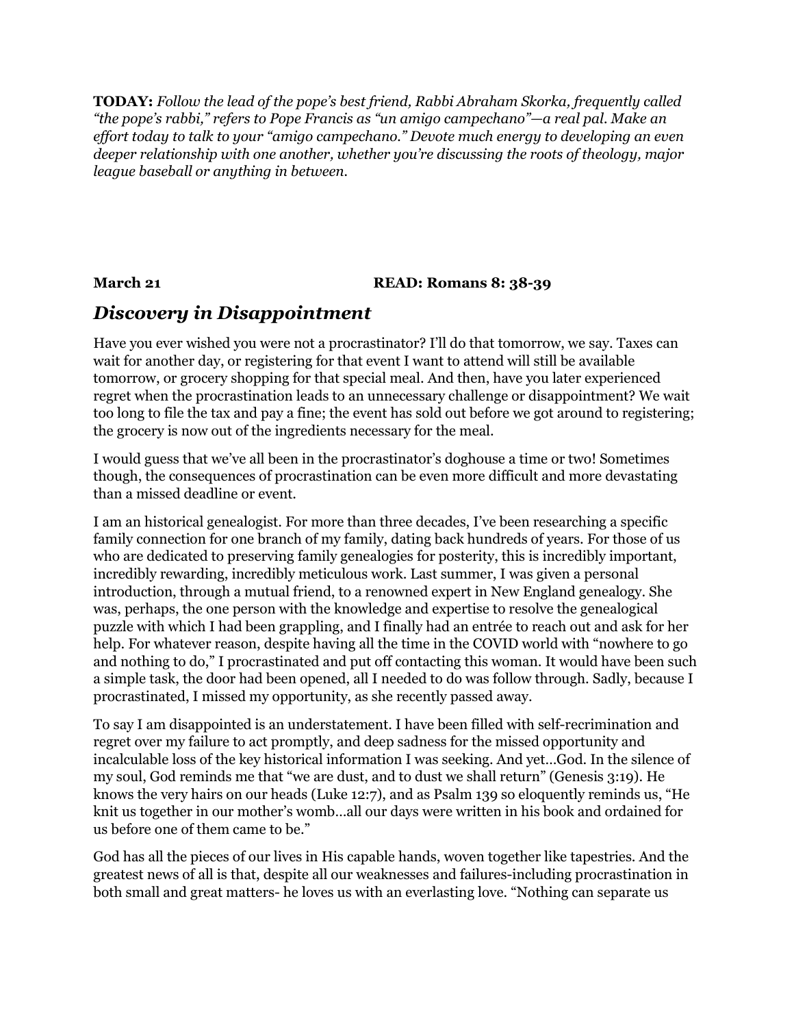**TODAY:** *Follow the lead of the pope's best friend, Rabbi Abraham Skorka, frequently called "the pope's rabbi," refers to Pope Francis as "un amigo campechano"—a real pal. Make an effort today to talk to your "amigo campechano." Devote much energy to developing an even deeper relationship with one another, whether you're discussing the roots of theology, major league baseball or anything in between.*

**March 21** **READ: Romans 8: 38-39**

## *Discovery in Disappointment*

Have you ever wished you were not a procrastinator? I'll do that tomorrow, we say. Taxes can wait for another day, or registering for that event I want to attend will still be available tomorrow, or grocery shopping for that special meal. And then, have you later experienced regret when the procrastination leads to an unnecessary challenge or disappointment? We wait too long to file the tax and pay a fine; the event has sold out before we got around to registering; the grocery is now out of the ingredients necessary for the meal.

I would guess that we've all been in the procrastinator's doghouse a time or two! Sometimes though, the consequences of procrastination can be even more difficult and more devastating than a missed deadline or event.

I am an historical genealogist. For more than three decades, I've been researching a specific family connection for one branch of my family, dating back hundreds of years. For those of us who are dedicated to preserving family genealogies for posterity, this is incredibly important, incredibly rewarding, incredibly meticulous work. Last summer, I was given a personal introduction, through a mutual friend, to a renowned expert in New England genealogy. She was, perhaps, the one person with the knowledge and expertise to resolve the genealogical puzzle with which I had been grappling, and I finally had an entrée to reach out and ask for her help. For whatever reason, despite having all the time in the COVID world with "nowhere to go and nothing to do," I procrastinated and put off contacting this woman. It would have been such a simple task, the door had been opened, all I needed to do was follow through. Sadly, because I procrastinated, I missed my opportunity, as she recently passed away.

To say I am disappointed is an understatement. I have been filled with self-recrimination and regret over my failure to act promptly, and deep sadness for the missed opportunity and incalculable loss of the key historical information I was seeking. And yet…God. In the silence of my soul, God reminds me that "we are dust, and to dust we shall return" (Genesis 3:19). He knows the very hairs on our heads (Luke 12:7), and as Psalm 139 so eloquently reminds us, "He knit us together in our mother's womb…all our days were written in his book and ordained for us before one of them came to be."

God has all the pieces of our lives in His capable hands, woven together like tapestries. And the greatest news of all is that, despite all our weaknesses and failures-including procrastination in both small and great matters- he loves us with an everlasting love. "Nothing can separate us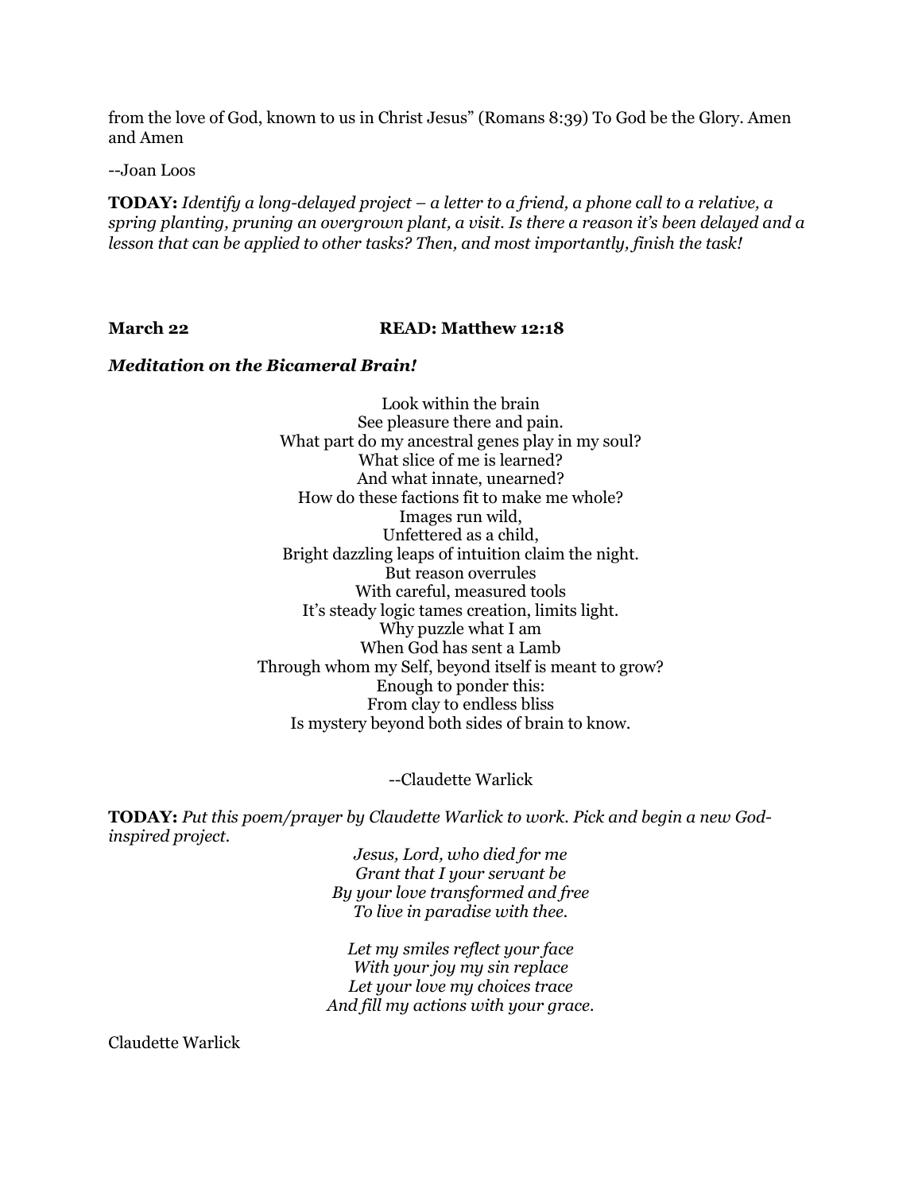from the love of God, known to us in Christ Jesus" (Romans 8:39) To God be the Glory. Amen and Amen

--Joan Loos

**TODAY:** *Identify a long-delayed project – a letter to a friend, a phone call to a relative, a spring planting, pruning an overgrown plant, a visit. Is there a reason it's been delayed and a lesson that can be applied to other tasks? Then, and most importantly, finish the task!*

**March 22** **READ: Matthew 12:18**

***Meditation on the Bicameral Brain!***

Look within the brain
See pleasure there and pain.
What part do my ancestral genes play in my soul?
What slice of me is learned?
And what innate, unearned?
How do these factions fit to make me whole?
Images run wild,
Unfettered as a child,
Bright dazzling leaps of intuition claim the night.
But reason overrules
With careful, measured tools
It's steady logic tames creation, limits light.
Why puzzle what I am
When God has sent a Lamb
Through whom my Self, beyond itself is meant to grow?
Enough to ponder this:
From clay to endless bliss
Is mystery beyond both sides of brain to know.

--Claudette Warlick

**TODAY:** *Put this poem/prayer by Claudette Warlick to work. Pick and begin a new God-inspired project.*

*Jesus, Lord, who died for me*
*Grant that I your servant be*
*By your love transformed and free*
*To live in paradise with thee.*

*Let my smiles reflect your face*
*With your joy my sin replace*
*Let your love my choices trace*
*And fill my actions with your grace.*

Claudette Warlick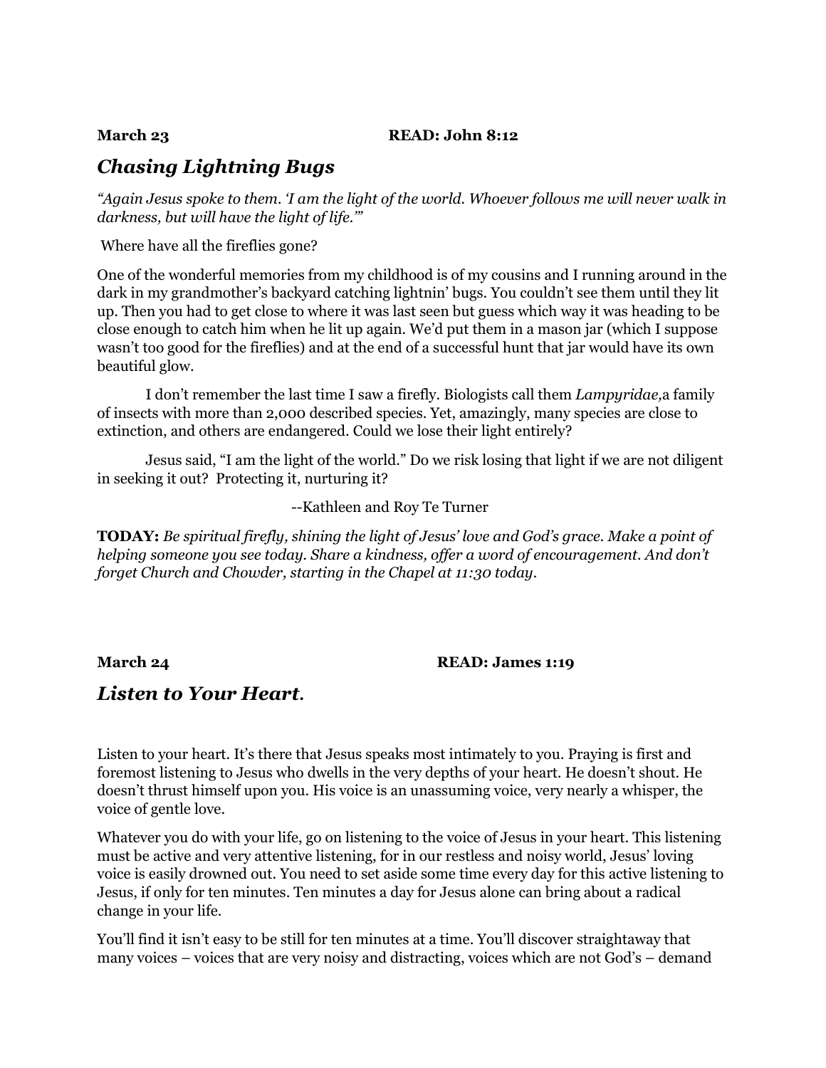**March 23** **READ: John 8:12**

## *Chasing Lightning Bugs*

*"Again Jesus spoke to them. 'I am the light of the world. Whoever follows me will never walk in darkness, but will have the light of life.'"*

Where have all the fireflies gone?

One of the wonderful memories from my childhood is of my cousins and I running around in the dark in my grandmother's backyard catching lightnin' bugs. You couldn't see them until they lit up. Then you had to get close to where it was last seen but guess which way it was heading to be close enough to catch him when he lit up again. We'd put them in a mason jar (which I suppose wasn't too good for the fireflies) and at the end of a successful hunt that jar would have its own beautiful glow.

I don't remember the last time I saw a firefly. Biologists call them *Lampyridae,*a family of insects with more than 2,000 described species. Yet, amazingly, many species are close to extinction, and others are endangered. Could we lose their light entirely?

Jesus said, "I am the light of the world." Do we risk losing that light if we are not diligent in seeking it out? Protecting it, nurturing it?

--Kathleen and Roy Te Turner

**TODAY:** *Be spiritual firefly, shining the light of Jesus' love and God's grace. Make a point of helping someone you see today. Share a kindness, offer a word of encouragement. And don't forget Church and Chowder, starting in the Chapel at 11:30 today.*

**March 24** **READ: James 1:19**

## *Listen to Your Heart.*

Listen to your heart. It's there that Jesus speaks most intimately to you. Praying is first and foremost listening to Jesus who dwells in the very depths of your heart. He doesn't shout. He doesn't thrust himself upon you. His voice is an unassuming voice, very nearly a whisper, the voice of gentle love.

Whatever you do with your life, go on listening to the voice of Jesus in your heart. This listening must be active and very attentive listening, for in our restless and noisy world, Jesus' loving voice is easily drowned out. You need to set aside some time every day for this active listening to Jesus, if only for ten minutes. Ten minutes a day for Jesus alone can bring about a radical change in your life.

You'll find it isn't easy to be still for ten minutes at a time. You'll discover straightaway that many voices – voices that are very noisy and distracting, voices which are not God's – demand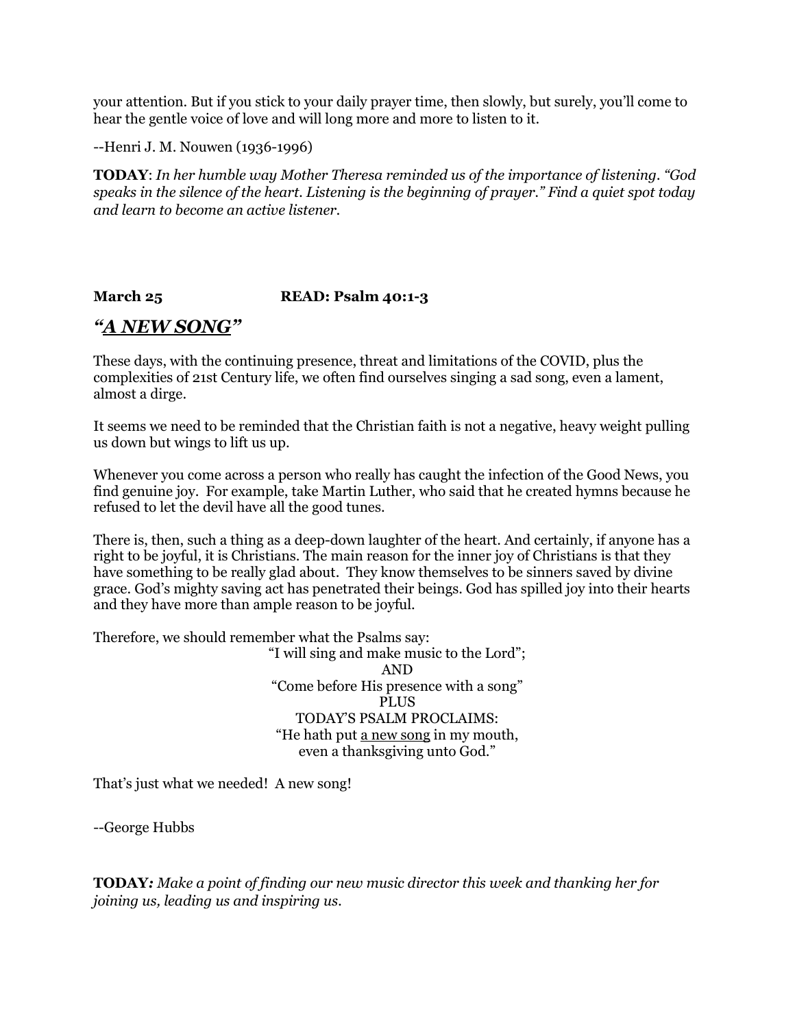your attention. But if you stick to your daily prayer time, then slowly, but surely, you'll come to hear the gentle voice of love and will long more and more to listen to it.

--Henri J. M. Nouwen (1936-1996)

**TODAY**: *In her humble way Mother Theresa reminded us of the importance of listening. "God speaks in the silence of the heart. Listening is the beginning of prayer." Find a quiet spot today and learn to become an active listener.*

**March 25** **READ: Psalm 40:1-3**

## *"A NEW SONG"*

These days, with the continuing presence, threat and limitations of the COVID, plus the complexities of 21st Century life, we often find ourselves singing a sad song, even a lament, almost a dirge.

It seems we need to be reminded that the Christian faith is not a negative, heavy weight pulling us down but wings to lift us up.

Whenever you come across a person who really has caught the infection of the Good News, you find genuine joy. For example, take Martin Luther, who said that he created hymns because he refused to let the devil have all the good tunes.

There is, then, such a thing as a deep-down laughter of the heart. And certainly, if anyone has a right to be joyful, it is Christians. The main reason for the inner joy of Christians is that they have something to be really glad about. They know themselves to be sinners saved by divine grace. God's mighty saving act has penetrated their beings. God has spilled joy into their hearts and they have more than ample reason to be joyful.

Therefore, we should remember what the Psalms say:

"I will sing and make music to the Lord";
AND
"Come before His presence with a song"
PLUS
TODAY'S PSALM PROCLAIMS:
"He hath put a new song in my mouth,
even a thanksgiving unto God."

That's just what we needed! A new song!

--George Hubbs

**TODAY**: *Make a point of finding our new music director this week and thanking her for joining us, leading us and inspiring us.*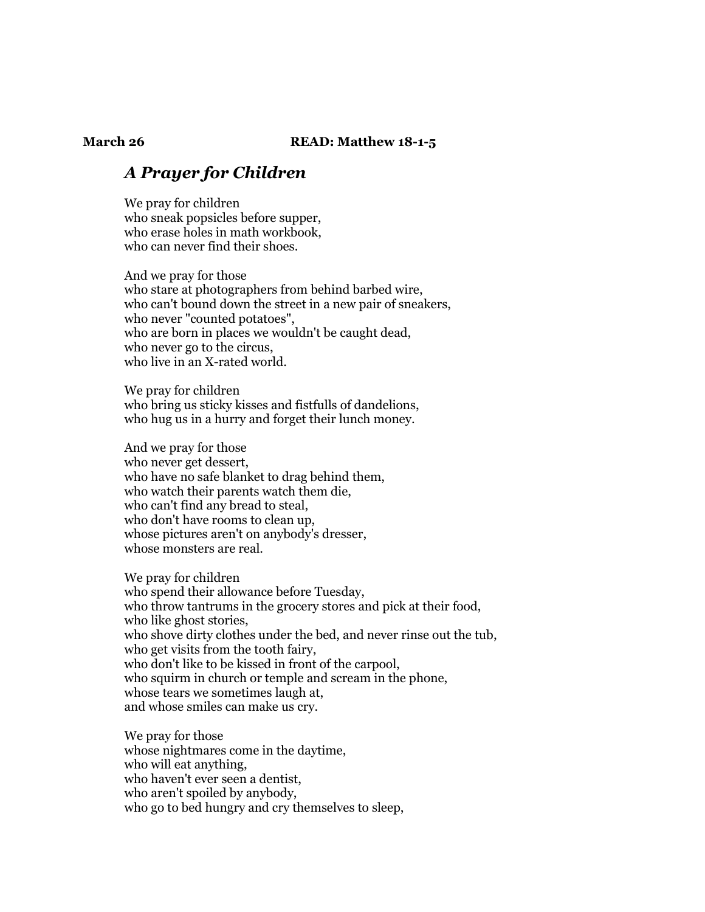**March 26** **READ: Matthew 18-1-5**

## *A Prayer for Children*

We pray for children  
who sneak popsicles before supper,  
who erase holes in math workbook,  
who can never find their shoes.

And we pray for those  
who stare at photographers from behind barbed wire,  
who can't bound down the street in a new pair of sneakers,  
who never "counted potatoes",  
who are born in places we wouldn't be caught dead,  
who never go to the circus,  
who live in an X-rated world.

We pray for children  
who bring us sticky kisses and fistfulls of dandelions,  
who hug us in a hurry and forget their lunch money.

And we pray for those  
who never get dessert,  
who have no safe blanket to drag behind them,  
who watch their parents watch them die,  
who can't find any bread to steal,  
who don't have rooms to clean up,  
whose pictures aren't on anybody's dresser,  
whose monsters are real.

We pray for children  
who spend their allowance before Tuesday,  
who throw tantrums in the grocery stores and pick at their food,  
who like ghost stories,  
who shove dirty clothes under the bed, and never rinse out the tub,  
who get visits from the tooth fairy,  
who don't like to be kissed in front of the carpool,  
who squirm in church or temple and scream in the phone,  
whose tears we sometimes laugh at,  
and whose smiles can make us cry.

We pray for those  
whose nightmares come in the daytime,  
who will eat anything,  
who haven't ever seen a dentist,  
who aren't spoiled by anybody,  
who go to bed hungry and cry themselves to sleep,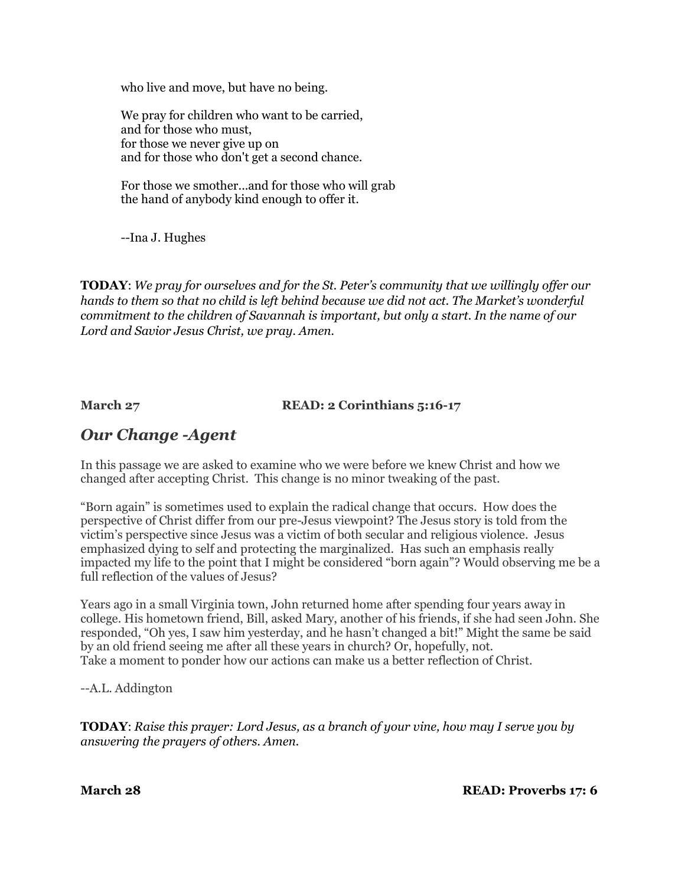who live and move, but have no being.

We pray for children who want to be carried,
and for those who must,
for those we never give up on
and for those who don't get a second chance.

For those we smother…and for those who will grab
the hand of anybody kind enough to offer it.

--Ina J. Hughes

**TODAY**: *We pray for ourselves and for the St. Peter's community that we willingly offer our hands to them so that no child is left behind because we did not act. The Market's wonderful commitment to the children of Savannah is important, but only a start. In the name of our Lord and Savior Jesus Christ, we pray. Amen.*

**March 27** **READ: 2 Corinthians 5:16-17**

## *Our Change -Agent*

In this passage we are asked to examine who we were before we knew Christ and how we changed after accepting Christ. This change is no minor tweaking of the past.

"Born again" is sometimes used to explain the radical change that occurs. How does the perspective of Christ differ from our pre-Jesus viewpoint? The Jesus story is told from the victim's perspective since Jesus was a victim of both secular and religious violence. Jesus emphasized dying to self and protecting the marginalized. Has such an emphasis really impacted my life to the point that I might be considered "born again"? Would observing me be a full reflection of the values of Jesus?

Years ago in a small Virginia town, John returned home after spending four years away in college. His hometown friend, Bill, asked Mary, another of his friends, if she had seen John. She responded, "Oh yes, I saw him yesterday, and he hasn't changed a bit!" Might the same be said by an old friend seeing me after all these years in church? Or, hopefully, not.
Take a moment to ponder how our actions can make us a better reflection of Christ.

--A.L. Addington

**TODAY**: *Raise this prayer: Lord Jesus, as a branch of your vine, how may I serve you by answering the prayers of others. Amen.*

**March 28** **READ: Proverbs 17: 6**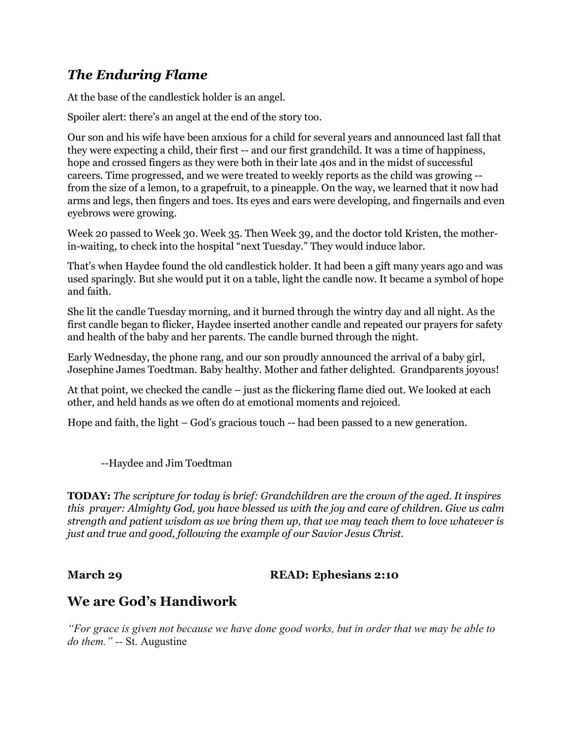## *The Enduring Flame*

At the base of the candlestick holder is an angel.

Spoiler alert: there's an angel at the end of the story too.

Our son and his wife have been anxious for a child for several years and announced last fall that they were expecting a child, their first -- and our first grandchild. It was a time of happiness, hope and crossed fingers as they were both in their late 40s and in the midst of successful careers. Time progressed, and we were treated to weekly reports as the child was growing -- from the size of a lemon, to a grapefruit, to a pineapple. On the way, we learned that it now had arms and legs, then fingers and toes. Its eyes and ears were developing, and fingernails and even eyebrows were growing.

Week 20 passed to Week 30. Week 35. Then Week 39, and the doctor told Kristen, the mother-in-waiting, to check into the hospital "next Tuesday." They would induce labor.

That's when Haydee found the old candlestick holder. It had been a gift many years ago and was used sparingly. But she would put it on a table, light the candle now. It became a symbol of hope and faith.

She lit the candle Tuesday morning, and it burned through the wintry day and all night. As the first candle began to flicker, Haydee inserted another candle and repeated our prayers for safety and health of the baby and her parents. The candle burned through the night.

Early Wednesday, the phone rang, and our son proudly announced the arrival of a baby girl, Josephine James Toedtman. Baby healthy. Mother and father delighted. Grandparents joyous!

At that point, we checked the candle – just as the flickering flame died out. We looked at each other, and held hands as we often do at emotional moments and rejoiced.

Hope and faith, the light – God's gracious touch -- had been passed to a new generation.

--Haydee and Jim Toedtman

**TODAY:** *The scripture for today is brief: Grandchildren are the crown of the aged. It inspires this prayer: Almighty God, you have blessed us with the joy and care of children. Give us calm strength and patient wisdom as we bring them up, that we may teach them to love whatever is just and true and good, following the example of our Savior Jesus Christ.*

**March 29** **READ: Ephesians 2:10**

## We are God's Handiwork

*"For grace is given not because we have done good works, but in order that we may be able to do them."* -- St. Augustine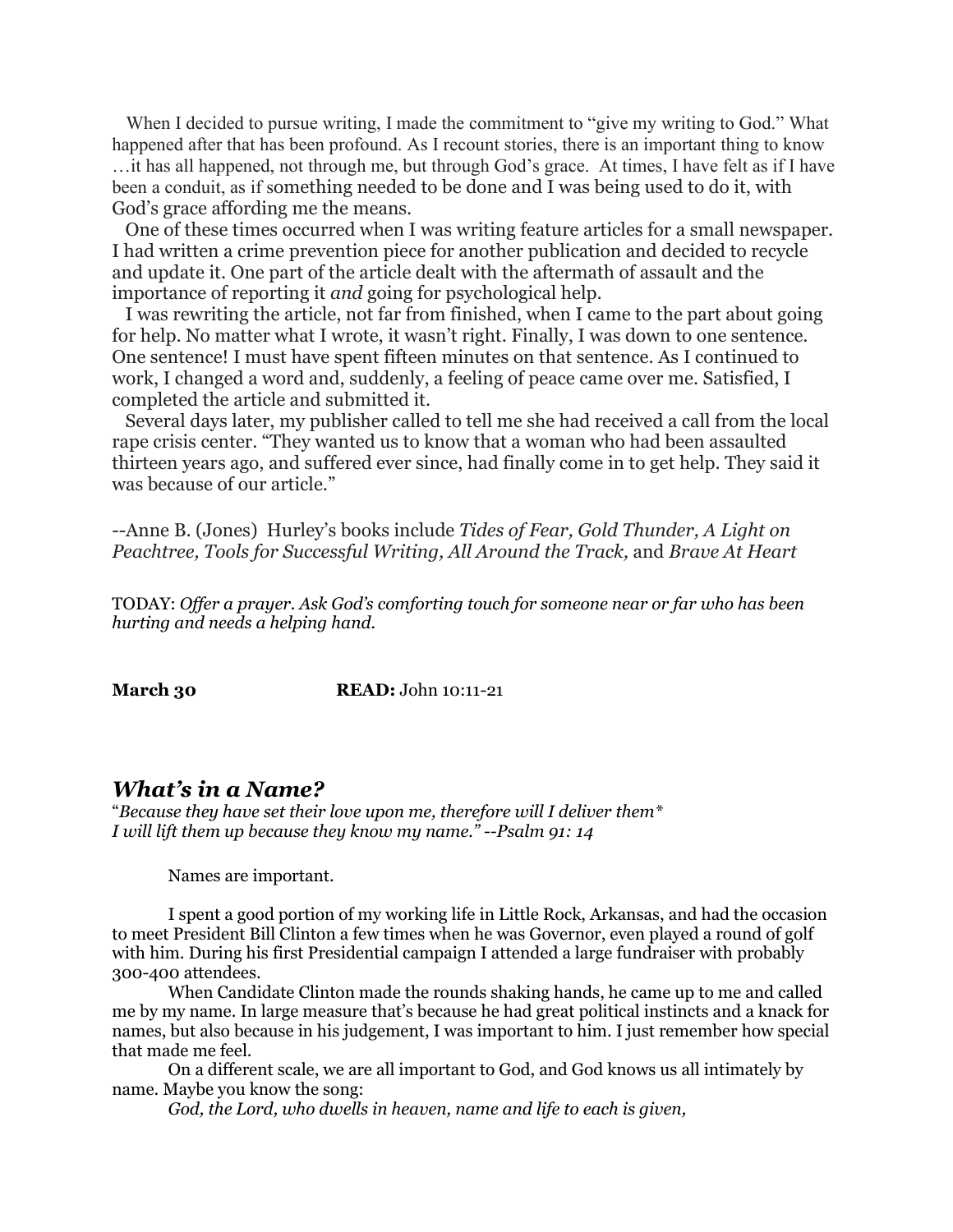When I decided to pursue writing, I made the commitment to "give my writing to God." What happened after that has been profound. As I recount stories, there is an important thing to know …it has all happened, not through me, but through God's grace. At times, I have felt as if I have been a conduit, as if something needed to be done and I was being used to do it, with God's grace affording me the means.

One of these times occurred when I was writing feature articles for a small newspaper. I had written a crime prevention piece for another publication and decided to recycle and update it. One part of the article dealt with the aftermath of assault and the importance of reporting it *and* going for psychological help.

I was rewriting the article, not far from finished, when I came to the part about going for help. No matter what I wrote, it wasn't right. Finally, I was down to one sentence. One sentence! I must have spent fifteen minutes on that sentence. As I continued to work, I changed a word and, suddenly, a feeling of peace came over me. Satisfied, I completed the article and submitted it.

Several days later, my publisher called to tell me she had received a call from the local rape crisis center. "They wanted us to know that a woman who had been assaulted thirteen years ago, and suffered ever since, had finally come in to get help. They said it was because of our article."

--Anne B. (Jones) Hurley's books include *Tides of Fear, Gold Thunder, A Light on Peachtree, Tools for Successful Writing, All Around the Track,* and *Brave At Heart*

TODAY: *Offer a prayer. Ask God's comforting touch for someone near or far who has been hurting and needs a helping hand.*

**March 30** **READ:** John 10:11-21

## *What's in a Name?*

"*Because they have set their love upon me, therefore will I deliver them*\*
*I will lift them up because they know my name." --Psalm 91: 14*

Names are important.

I spent a good portion of my working life in Little Rock, Arkansas, and had the occasion to meet President Bill Clinton a few times when he was Governor, even played a round of golf with him. During his first Presidential campaign I attended a large fundraiser with probably 300-400 attendees.

When Candidate Clinton made the rounds shaking hands, he came up to me and called me by my name. In large measure that's because he had great political instincts and a knack for names, but also because in his judgement, I was important to him. I just remember how special that made me feel.

On a different scale, we are all important to God, and God knows us all intimately by name. Maybe you know the song:

*God, the Lord, who dwells in heaven, name and life to each is given,*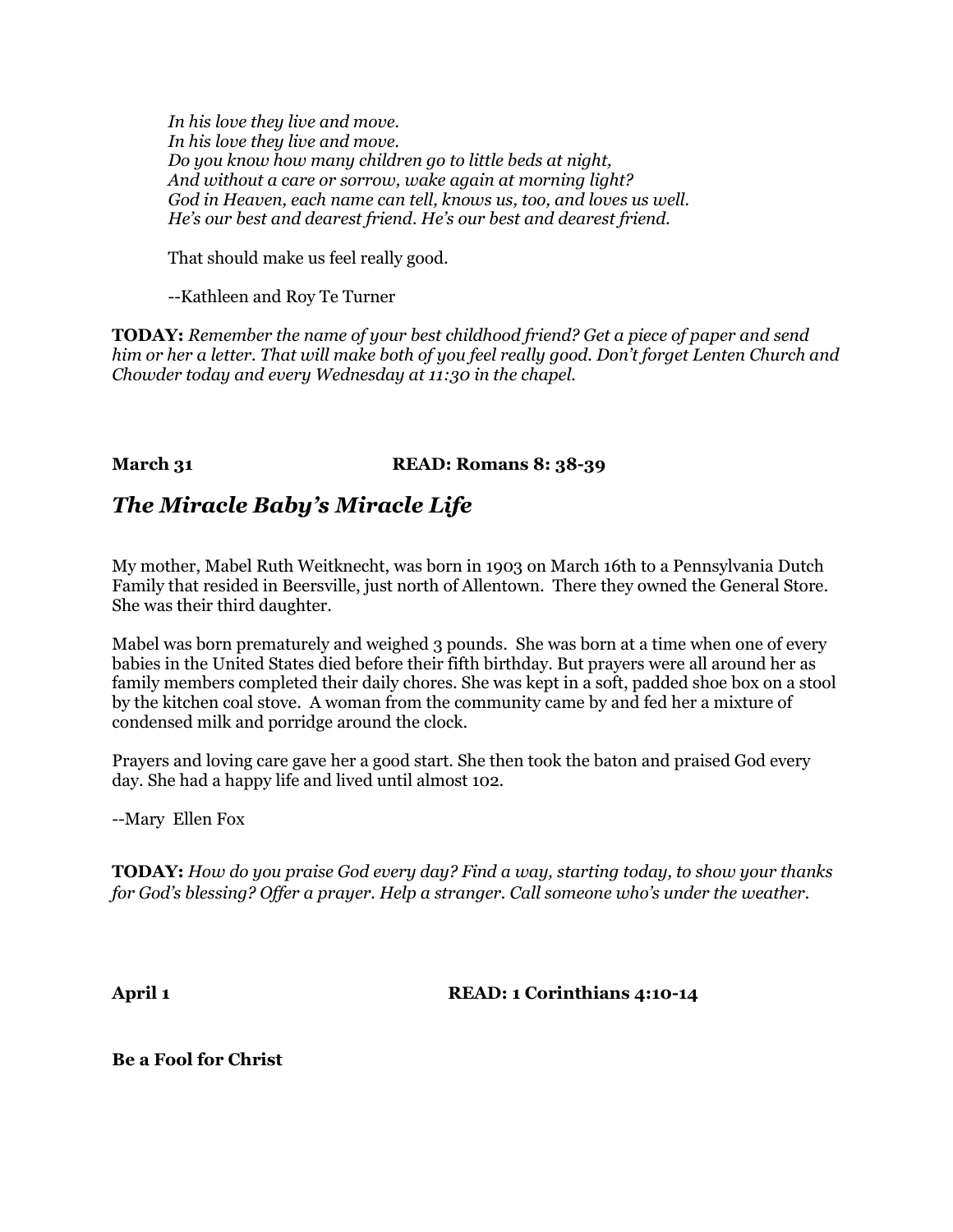*In his love they live and move.*
*In his love they live and move.*
*Do you know how many children go to little beds at night,*
*And without a care or sorrow, wake again at morning light?*
*God in Heaven, each name can tell, knows us, too, and loves us well.*
*He's our best and dearest friend. He's our best and dearest friend.*

That should make us feel really good.

--Kathleen and Roy Te Turner

**TODAY:** *Remember the name of your best childhood friend? Get a piece of paper and send him or her a letter. That will make both of you feel really good. Don't forget Lenten Church and Chowder today and every Wednesday at 11:30 in the chapel.*

**March 31** **READ: Romans 8: 38-39**

## *The Miracle Baby's Miracle Life*

My mother, Mabel Ruth Weitknecht, was born in 1903 on March 16th to a Pennsylvania Dutch Family that resided in Beersville, just north of Allentown. There they owned the General Store. She was their third daughter.

Mabel was born prematurely and weighed 3 pounds. She was born at a time when one of every babies in the United States died before their fifth birthday. But prayers were all around her as family members completed their daily chores. She was kept in a soft, padded shoe box on a stool by the kitchen coal stove. A woman from the community came by and fed her a mixture of condensed milk and porridge around the clock.

Prayers and loving care gave her a good start. She then took the baton and praised God every day. She had a happy life and lived until almost 102.

--Mary Ellen Fox

**TODAY:** *How do you praise God every day? Find a way, starting today, to show your thanks for God's blessing? Offer a prayer. Help a stranger. Call someone who's under the weather.*

**April 1** **READ: 1 Corinthians 4:10-14**

**Be a Fool for Christ**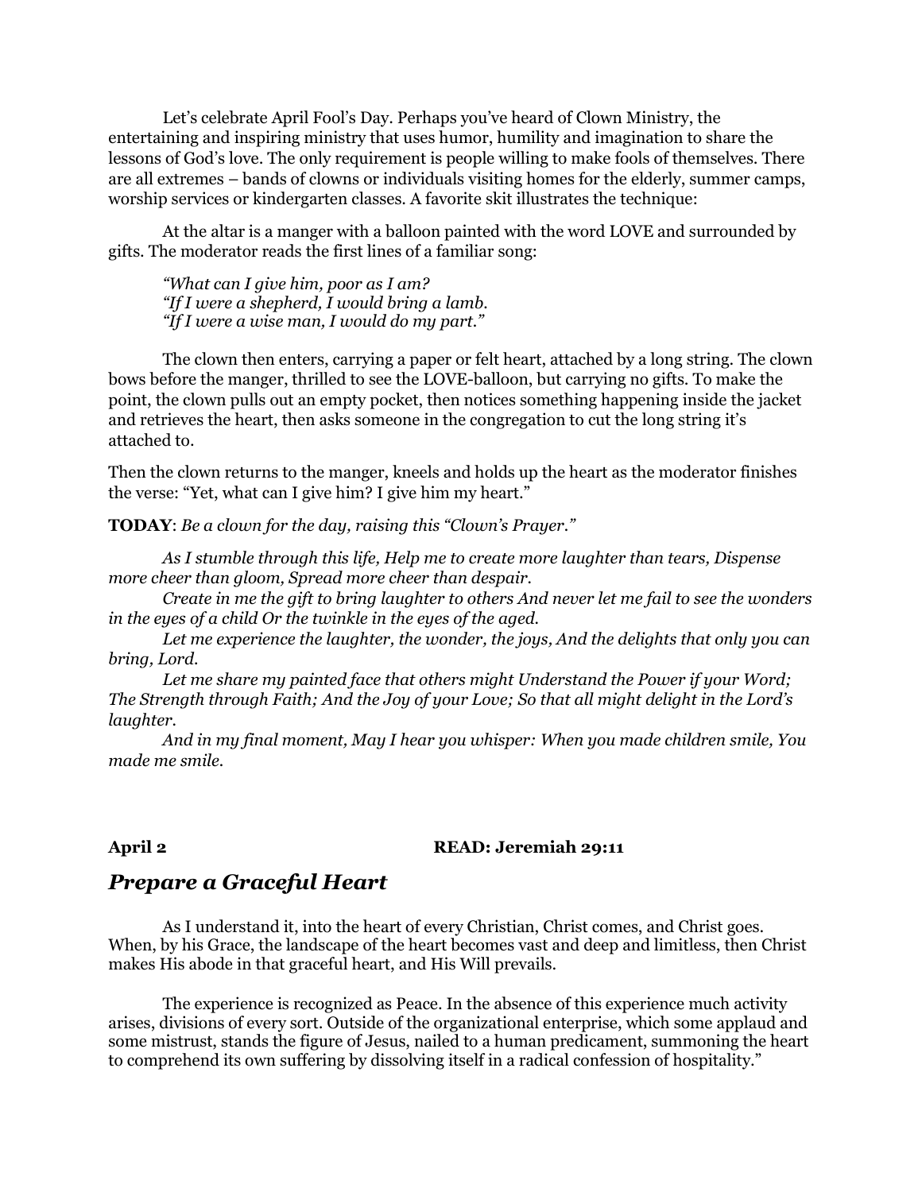Let's celebrate April Fool's Day. Perhaps you've heard of Clown Ministry, the entertaining and inspiring ministry that uses humor, humility and imagination to share the lessons of God's love. The only requirement is people willing to make fools of themselves. There are all extremes – bands of clowns or individuals visiting homes for the elderly, summer camps, worship services or kindergarten classes. A favorite skit illustrates the technique:

At the altar is a manger with a balloon painted with the word LOVE and surrounded by gifts. The moderator reads the first lines of a familiar song:

*"What can I give him, poor as I am?*
*"If I were a shepherd, I would bring a lamb.*
*"If I were a wise man, I would do my part."*

The clown then enters, carrying a paper or felt heart, attached by a long string. The clown bows before the manger, thrilled to see the LOVE-balloon, but carrying no gifts. To make the point, the clown pulls out an empty pocket, then notices something happening inside the jacket and retrieves the heart, then asks someone in the congregation to cut the long string it's attached to.

Then the clown returns to the manger, kneels and holds up the heart as the moderator finishes the verse: "Yet, what can I give him? I give him my heart."

**TODAY**: *Be a clown for the day, raising this "Clown's Prayer."*

*As I stumble through this life, Help me to create more laughter than tears, Dispense more cheer than gloom, Spread more cheer than despair.*

*Create in me the gift to bring laughter to others And never let me fail to see the wonders in the eyes of a child Or the twinkle in the eyes of the aged.*

*Let me experience the laughter, the wonder, the joys, And the delights that only you can bring, Lord.*

*Let me share my painted face that others might Understand the Power if your Word; The Strength through Faith; And the Joy of your Love; So that all might delight in the Lord's laughter.*

*And in my final moment, May I hear you whisper: When you made children smile, You made me smile.*

**April 2** **READ: Jeremiah 29:11**

## *Prepare a Graceful Heart*

As I understand it, into the heart of every Christian, Christ comes, and Christ goes. When, by his Grace, the landscape of the heart becomes vast and deep and limitless, then Christ makes His abode in that graceful heart, and His Will prevails.

The experience is recognized as Peace. In the absence of this experience much activity arises, divisions of every sort. Outside of the organizational enterprise, which some applaud and some mistrust, stands the figure of Jesus, nailed to a human predicament, summoning the heart to comprehend its own suffering by dissolving itself in a radical confession of hospitality."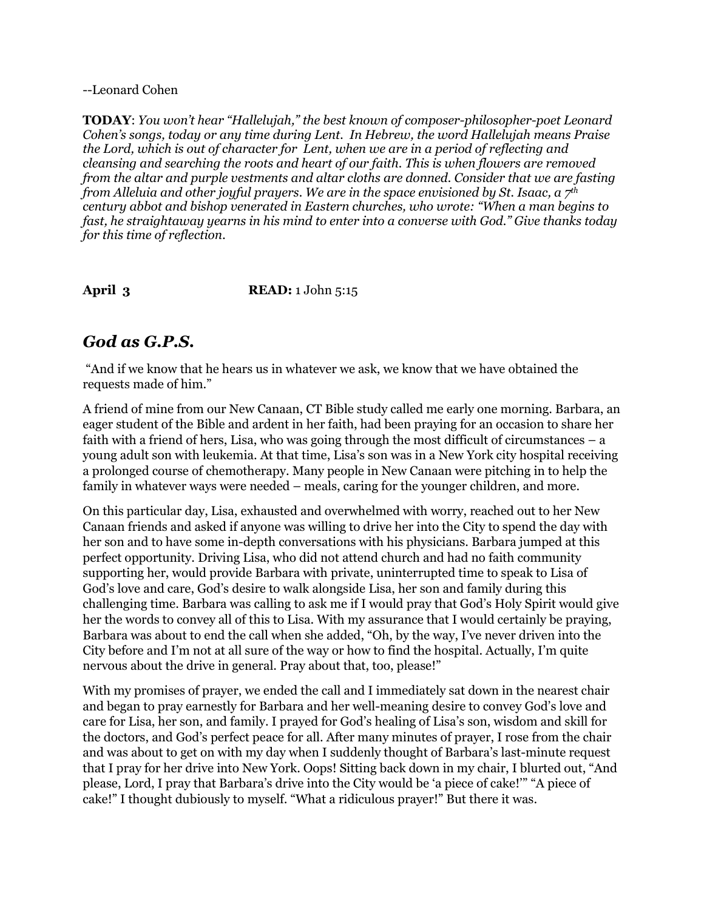--Leonard Cohen

**TODAY**: *You won't hear "Hallelujah," the best known of composer-philosopher-poet Leonard Cohen's songs, today or any time during Lent. In Hebrew, the word Hallelujah means Praise the Lord, which is out of character for Lent, when we are in a period of reflecting and cleansing and searching the roots and heart of our faith. This is when flowers are removed from the altar and purple vestments and altar cloths are donned. Consider that we are fasting from Alleluia and other joyful prayers. We are in the space envisioned by St. Isaac, a 7th century abbot and bishop venerated in Eastern churches, who wrote: "When a man begins to fast, he straightaway yearns in his mind to enter into a converse with God." Give thanks today for this time of reflection.*

**April 3** **READ:** 1 John 5:15

## *God as G.P.S.*

"And if we know that he hears us in whatever we ask, we know that we have obtained the requests made of him."

A friend of mine from our New Canaan, CT Bible study called me early one morning. Barbara, an eager student of the Bible and ardent in her faith, had been praying for an occasion to share her faith with a friend of hers, Lisa, who was going through the most difficult of circumstances – a young adult son with leukemia. At that time, Lisa's son was in a New York city hospital receiving a prolonged course of chemotherapy. Many people in New Canaan were pitching in to help the family in whatever ways were needed – meals, caring for the younger children, and more.

On this particular day, Lisa, exhausted and overwhelmed with worry, reached out to her New Canaan friends and asked if anyone was willing to drive her into the City to spend the day with her son and to have some in-depth conversations with his physicians. Barbara jumped at this perfect opportunity. Driving Lisa, who did not attend church and had no faith community supporting her, would provide Barbara with private, uninterrupted time to speak to Lisa of God's love and care, God's desire to walk alongside Lisa, her son and family during this challenging time. Barbara was calling to ask me if I would pray that God's Holy Spirit would give her the words to convey all of this to Lisa. With my assurance that I would certainly be praying, Barbara was about to end the call when she added, "Oh, by the way, I've never driven into the City before and I'm not at all sure of the way or how to find the hospital. Actually, I'm quite nervous about the drive in general. Pray about that, too, please!"

With my promises of prayer, we ended the call and I immediately sat down in the nearest chair and began to pray earnestly for Barbara and her well-meaning desire to convey God's love and care for Lisa, her son, and family. I prayed for God's healing of Lisa's son, wisdom and skill for the doctors, and God's perfect peace for all. After many minutes of prayer, I rose from the chair and was about to get on with my day when I suddenly thought of Barbara's last-minute request that I pray for her drive into New York. Oops! Sitting back down in my chair, I blurted out, "And please, Lord, I pray that Barbara's drive into the City would be 'a piece of cake!'" "A piece of cake!" I thought dubiously to myself. "What a ridiculous prayer!" But there it was.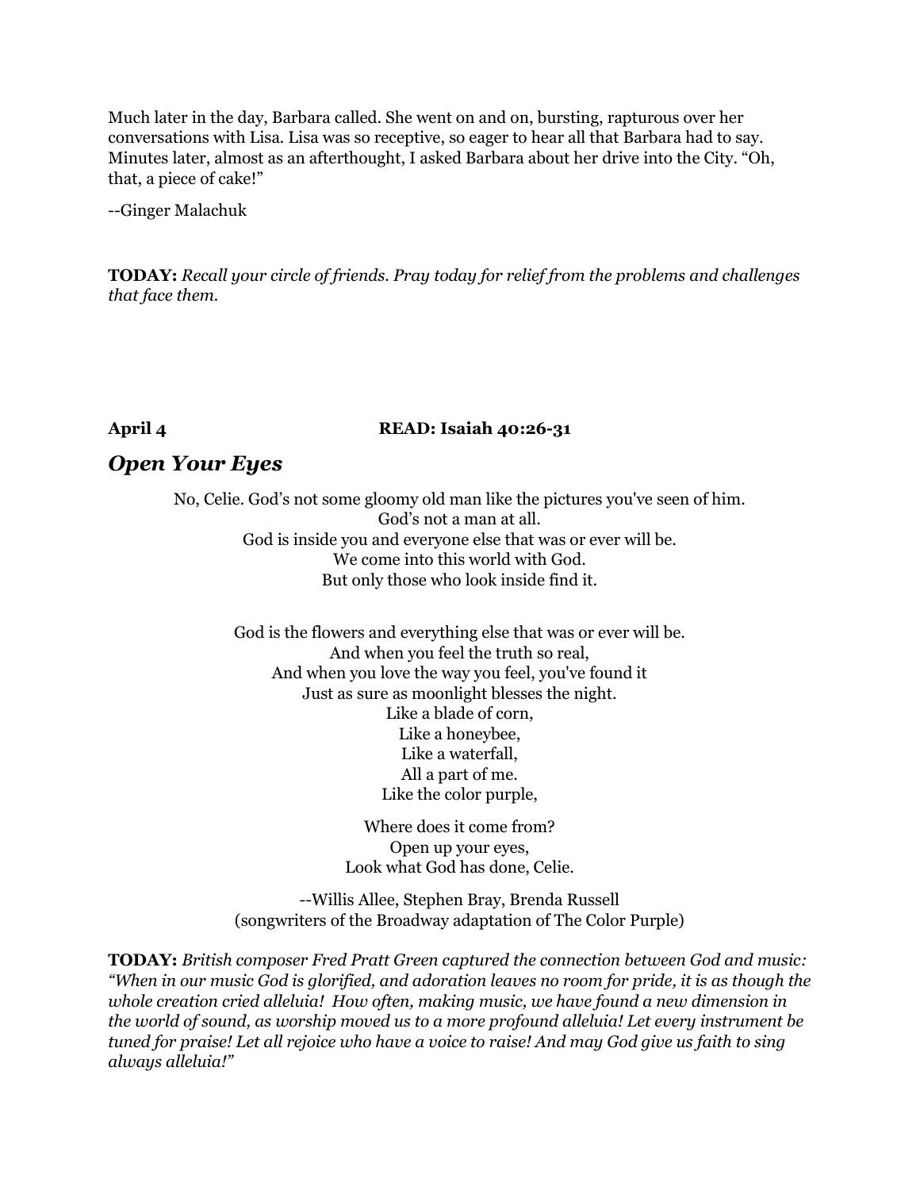Much later in the day, Barbara called. She went on and on, bursting, rapturous over her conversations with Lisa. Lisa was so receptive, so eager to hear all that Barbara had to say. Minutes later, almost as an afterthought, I asked Barbara about her drive into the City. “Oh, that, a piece of cake!”

--Ginger Malachuk

**TODAY:** *Recall your circle of friends. Pray today for relief from the problems and challenges that face them.*

**April 4** **READ: Isaiah 40:26-31**

## *Open Your Eyes*

No, Celie. God’s not some gloomy old man like the pictures you've seen of him.
God’s not a man at all.
God is inside you and everyone else that was or ever will be.
We come into this world with God.
But only those who look inside find it.

God is the flowers and everything else that was or ever will be.
And when you feel the truth so real,
And when you love the way you feel, you've found it
Just as sure as moonlight blesses the night.
Like a blade of corn,
Like a honeybee,
Like a waterfall,
All a part of me.
Like the color purple,

Where does it come from?
Open up your eyes,
Look what God has done, Celie.

--Willis Allee, Stephen Bray, Brenda Russell
(songwriters of the Broadway adaptation of The Color Purple)

**TODAY:** *British composer Fred Pratt Green captured the connection between God and music: “When in our music God is glorified, and adoration leaves no room for pride, it is as though the whole creation cried alleluia! How often, making music, we have found a new dimension in the world of sound, as worship moved us to a more profound alleluia! Let every instrument be tuned for praise! Let all rejoice who have a voice to raise! And may God give us faith to sing always alleluia!”*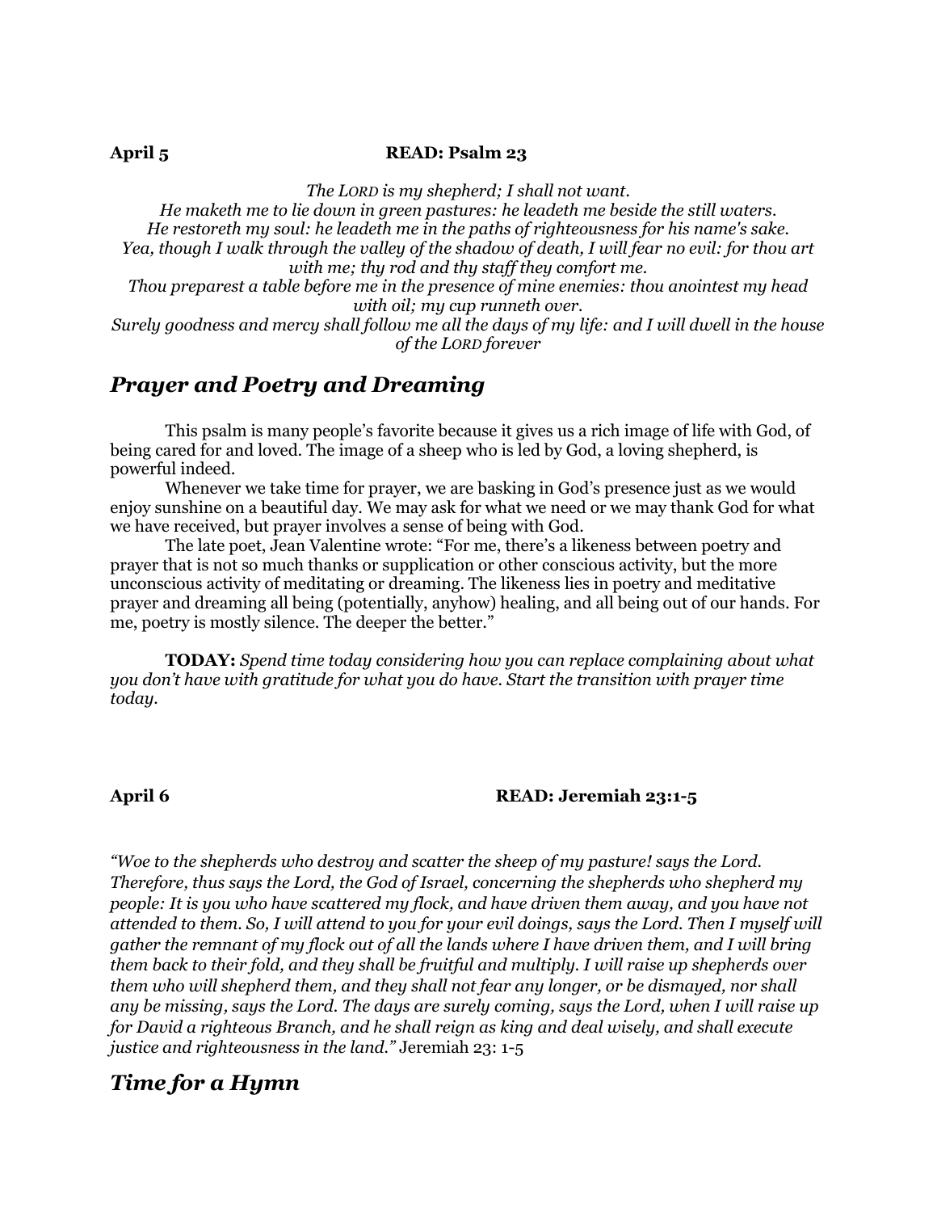**April 5** **READ: Psalm 23**

*The LORD is my shepherd; I shall not want.*
*He maketh me to lie down in green pastures: he leadeth me beside the still waters.*
*He restoreth my soul: he leadeth me in the paths of righteousness for his name's sake.*
*Yea, though I walk through the valley of the shadow of death, I will fear no evil: for thou art with me; thy rod and thy staff they comfort me.*
*Thou preparest a table before me in the presence of mine enemies: thou anointest my head with oil; my cup runneth over.*
*Surely goodness and mercy shall follow me all the days of my life: and I will dwell in the house of the LORD forever*

## *Prayer and Poetry and Dreaming*

This psalm is many people's favorite because it gives us a rich image of life with God, of being cared for and loved. The image of a sheep who is led by God, a loving shepherd, is powerful indeed.

Whenever we take time for prayer, we are basking in God's presence just as we would enjoy sunshine on a beautiful day. We may ask for what we need or we may thank God for what we have received, but prayer involves a sense of being with God.

The late poet, Jean Valentine wrote: "For me, there's a likeness between poetry and prayer that is not so much thanks or supplication or other conscious activity, but the more unconscious activity of meditating or dreaming. The likeness lies in poetry and meditative prayer and dreaming all being (potentially, anyhow) healing, and all being out of our hands. For me, poetry is mostly silence. The deeper the better."

**TODAY:** *Spend time today considering how you can replace complaining about what you don't have with gratitude for what you do have. Start the transition with prayer time today.*

**April 6** **READ: Jeremiah 23:1-5**

*"Woe to the shepherds who destroy and scatter the sheep of my pasture! says the Lord. Therefore, thus says the Lord, the God of Israel, concerning the shepherds who shepherd my people: It is you who have scattered my flock, and have driven them away, and you have not attended to them. So, I will attend to you for your evil doings, says the Lord. Then I myself will gather the remnant of my flock out of all the lands where I have driven them, and I will bring them back to their fold, and they shall be fruitful and multiply. I will raise up shepherds over them who will shepherd them, and they shall not fear any longer, or be dismayed, nor shall any be missing, says the Lord. The days are surely coming, says the Lord, when I will raise up for David a righteous Branch, and he shall reign as king and deal wisely, and shall execute justice and righteousness in the land."* Jeremiah 23: 1-5

## *Time for a Hymn*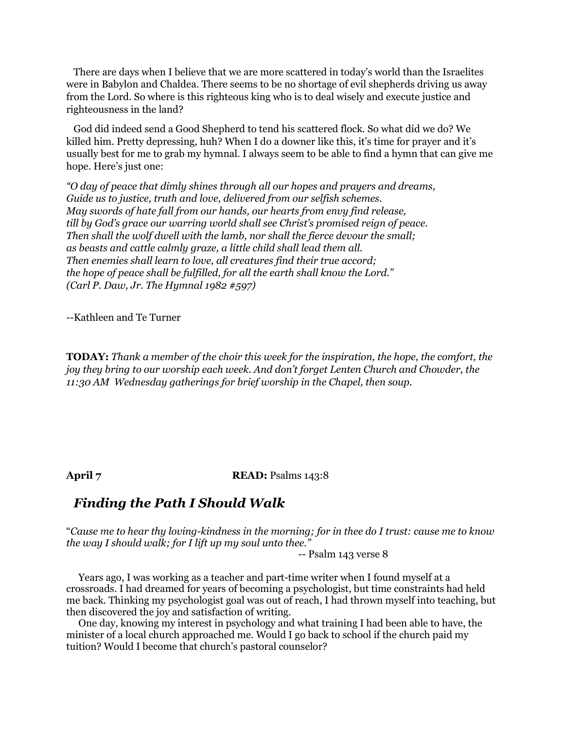There are days when I believe that we are more scattered in today's world than the Israelites were in Babylon and Chaldea. There seems to be no shortage of evil shepherds driving us away from the Lord. So where is this righteous king who is to deal wisely and execute justice and righteousness in the land?

God did indeed send a Good Shepherd to tend his scattered flock. So what did we do? We killed him. Pretty depressing, huh? When I do a downer like this, it's time for prayer and it's usually best for me to grab my hymnal. I always seem to be able to find a hymn that can give me hope. Here's just one:

*"O day of peace that dimly shines through all our hopes and prayers and dreams,*
*Guide us to justice, truth and love, delivered from our selfish schemes.*
*May swords of hate fall from our hands, our hearts from envy find release,*
*till by God's grace our warring world shall see Christ's promised reign of peace.*
*Then shall the wolf dwell with the lamb, nor shall the fierce devour the small;*
*as beasts and cattle calmly graze, a little child shall lead them all.*
*Then enemies shall learn to love, all creatures find their true accord;*
*the hope of peace shall be fulfilled, for all the earth shall know the Lord."*
*(Carl P. Daw, Jr. The Hymnal 1982 #597)*

--Kathleen and Te Turner

**TODAY:** *Thank a member of the choir this week for the inspiration, the hope, the comfort, the joy they bring to our worship each week. And don't forget Lenten Church and Chowder, the 11:30 AM Wednesday gatherings for brief worship in the Chapel, then soup.*

**April 7** **READ:** Psalms 143:8

## *Finding the Path I Should Walk*

"*Cause me to hear thy loving-kindness in the morning; for in thee do I trust: cause me to know the way I should walk; for I lift up my soul unto thee."*

-- Psalm 143 verse 8

Years ago, I was working as a teacher and part-time writer when I found myself at a crossroads. I had dreamed for years of becoming a psychologist, but time constraints had held me back. Thinking my psychologist goal was out of reach, I had thrown myself into teaching, but then discovered the joy and satisfaction of writing.

One day, knowing my interest in psychology and what training I had been able to have, the minister of a local church approached me. Would I go back to school if the church paid my tuition? Would I become that church's pastoral counselor?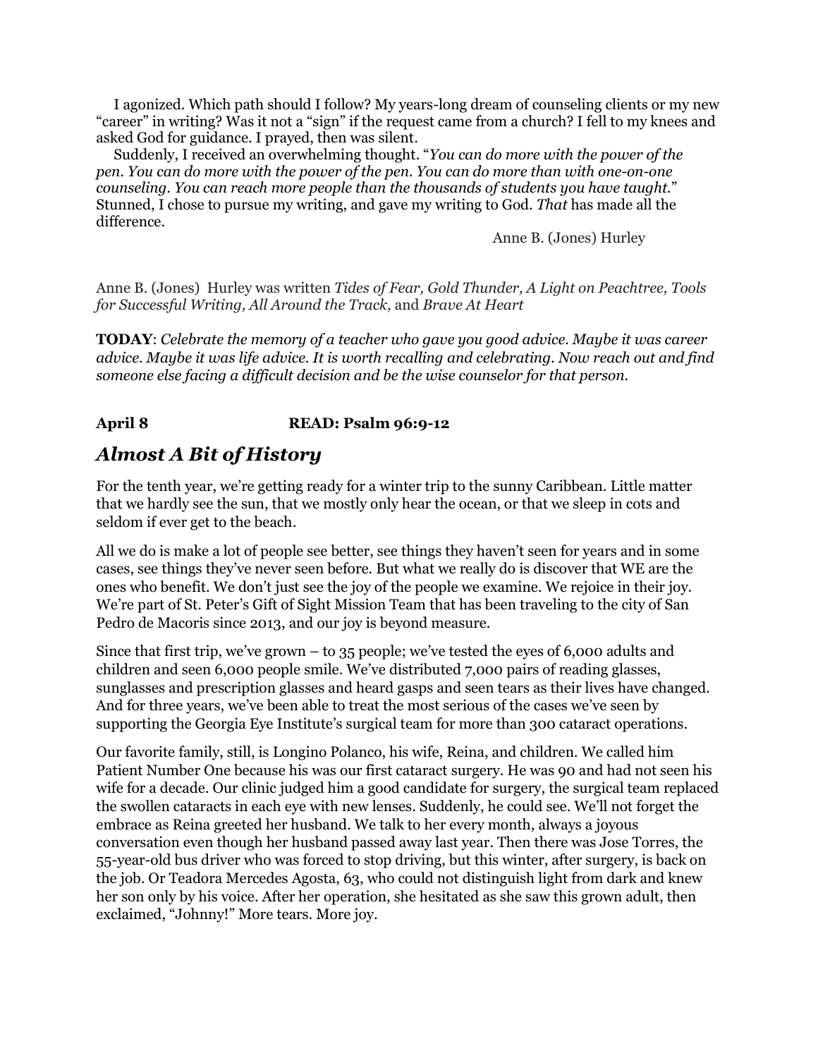I agonized. Which path should I follow? My years-long dream of counseling clients or my new "career" in writing? Was it not a "sign" if the request came from a church? I fell to my knees and asked God for guidance. I prayed, then was silent.

Suddenly, I received an overwhelming thought. "*You can do more with the power of the pen. You can do more with the power of the pen. You can do more than with one-on-one counseling. You can reach more people than the thousands of students you have taught.*" Stunned, I chose to pursue my writing, and gave my writing to God. *That* has made all the difference.

Anne B. (Jones) Hurley

Anne B. (Jones) Hurley was written *Tides of Fear, Gold Thunder, A Light on Peachtree, Tools for Successful Writing, All Around the Track,* and *Brave At Heart*

**TODAY**: *Celebrate the memory of a teacher who gave you good advice. Maybe it was career advice. Maybe it was life advice. It is worth recalling and celebrating. Now reach out and find someone else facing a difficult decision and be the wise counselor for that person.*

**April 8 READ: Psalm 96:9-12**

## *Almost A Bit of History*

For the tenth year, we're getting ready for a winter trip to the sunny Caribbean. Little matter that we hardly see the sun, that we mostly only hear the ocean, or that we sleep in cots and seldom if ever get to the beach.

All we do is make a lot of people see better, see things they haven't seen for years and in some cases, see things they've never seen before. But what we really do is discover that WE are the ones who benefit. We don't just see the joy of the people we examine. We rejoice in their joy. We're part of St. Peter's Gift of Sight Mission Team that has been traveling to the city of San Pedro de Macoris since 2013, and our joy is beyond measure.

Since that first trip, we've grown – to 35 people; we've tested the eyes of 6,000 adults and children and seen 6,000 people smile. We've distributed 7,000 pairs of reading glasses, sunglasses and prescription glasses and heard gasps and seen tears as their lives have changed. And for three years, we've been able to treat the most serious of the cases we've seen by supporting the Georgia Eye Institute's surgical team for more than 300 cataract operations.

Our favorite family, still, is Longino Polanco, his wife, Reina, and children. We called him Patient Number One because his was our first cataract surgery. He was 90 and had not seen his wife for a decade. Our clinic judged him a good candidate for surgery, the surgical team replaced the swollen cataracts in each eye with new lenses. Suddenly, he could see. We'll not forget the embrace as Reina greeted her husband. We talk to her every month, always a joyous conversation even though her husband passed away last year. Then there was Jose Torres, the 55-year-old bus driver who was forced to stop driving, but this winter, after surgery, is back on the job. Or Teadora Mercedes Agosta, 63, who could not distinguish light from dark and knew her son only by his voice. After her operation, she hesitated as she saw this grown adult, then exclaimed, "Johnny!" More tears. More joy.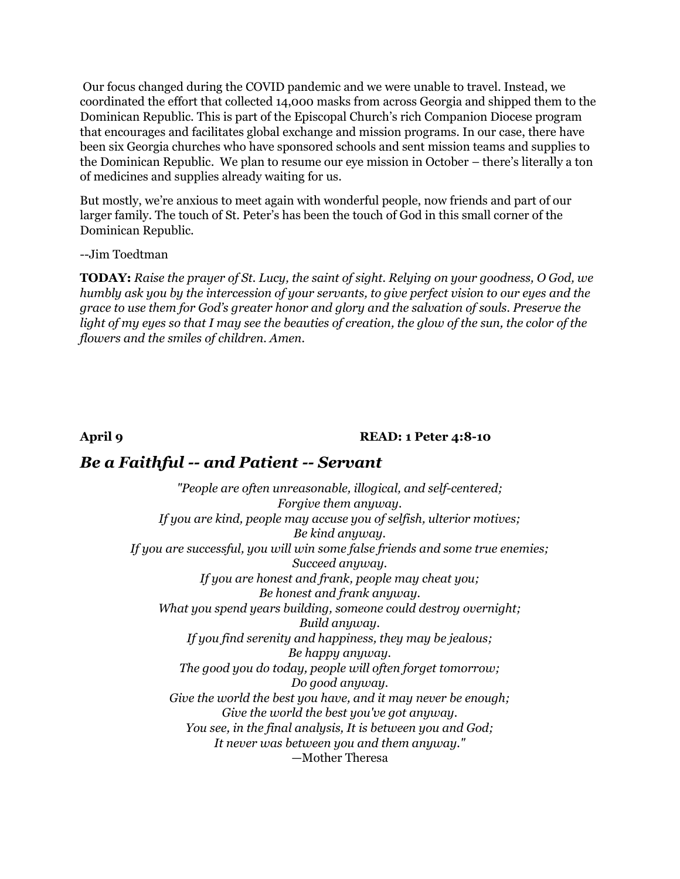Our focus changed during the COVID pandemic and we were unable to travel. Instead, we coordinated the effort that collected 14,000 masks from across Georgia and shipped them to the Dominican Republic. This is part of the Episcopal Church's rich Companion Diocese program that encourages and facilitates global exchange and mission programs. In our case, there have been six Georgia churches who have sponsored schools and sent mission teams and supplies to the Dominican Republic. We plan to resume our eye mission in October – there's literally a ton of medicines and supplies already waiting for us.

But mostly, we're anxious to meet again with wonderful people, now friends and part of our larger family. The touch of St. Peter's has been the touch of God in this small corner of the Dominican Republic.

--Jim Toedtman

**TODAY:** *Raise the prayer of St. Lucy, the saint of sight. Relying on your goodness, O God, we humbly ask you by the intercession of your servants, to give perfect vision to our eyes and the grace to use them for God's greater honor and glory and the salvation of souls. Preserve the light of my eyes so that I may see the beauties of creation, the glow of the sun, the color of the flowers and the smiles of children. Amen.*

**April 9** **READ: 1 Peter 4:8-10**

## *Be a Faithful -- and Patient -- Servant*

*"People are often unreasonable, illogical, and self-centered;*
*Forgive them anyway.*
*If you are kind, people may accuse you of selfish, ulterior motives;*
*Be kind anyway.*
*If you are successful, you will win some false friends and some true enemies;*
*Succeed anyway.*
*If you are honest and frank, people may cheat you;*
*Be honest and frank anyway.*
*What you spend years building, someone could destroy overnight;*
*Build anyway.*
*If you find serenity and happiness, they may be jealous;*
*Be happy anyway.*
*The good you do today, people will often forget tomorrow;*
*Do good anyway.*
*Give the world the best you have, and it may never be enough;*
*Give the world the best you've got anyway.*
*You see, in the final analysis, It is between you and God;*
*It never was between you and them anyway."*
—Mother Theresa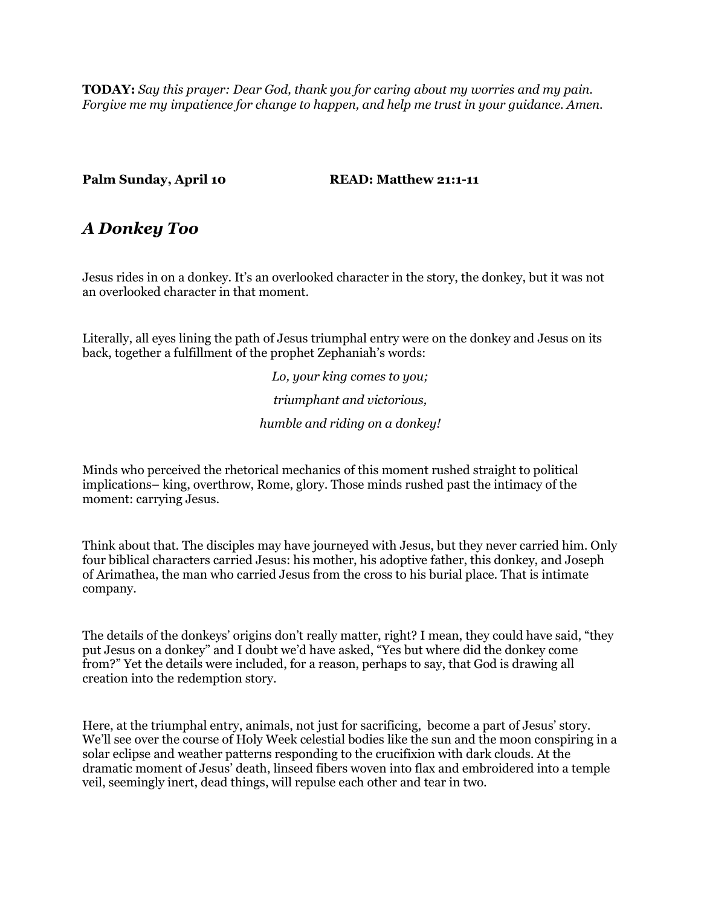**TODAY:** *Say this prayer: Dear God, thank you for caring about my worries and my pain. Forgive me my impatience for change to happen, and help me trust in your guidance. Amen.*

**Palm Sunday, April 10** **READ: Matthew 21:1-11**

## *A Donkey Too*

Jesus rides in on a donkey. It's an overlooked character in the story, the donkey, but it was not an overlooked character in that moment.

Literally, all eyes lining the path of Jesus triumphal entry were on the donkey and Jesus on its back, together a fulfillment of the prophet Zephaniah's words:

*Lo, your king comes to you;*

*triumphant and victorious,*

*humble and riding on a donkey!*

Minds who perceived the rhetorical mechanics of this moment rushed straight to political implications– king, overthrow, Rome, glory. Those minds rushed past the intimacy of the moment: carrying Jesus.

Think about that. The disciples may have journeyed with Jesus, but they never carried him. Only four biblical characters carried Jesus: his mother, his adoptive father, this donkey, and Joseph of Arimathea, the man who carried Jesus from the cross to his burial place. That is intimate company.

The details of the donkeys' origins don't really matter, right? I mean, they could have said, "they put Jesus on a donkey" and I doubt we'd have asked, "Yes but where did the donkey come from?" Yet the details were included, for a reason, perhaps to say, that God is drawing all creation into the redemption story.

Here, at the triumphal entry, animals, not just for sacrificing, become a part of Jesus' story. We'll see over the course of Holy Week celestial bodies like the sun and the moon conspiring in a solar eclipse and weather patterns responding to the crucifixion with dark clouds. At the dramatic moment of Jesus' death, linseed fibers woven into flax and embroidered into a temple veil, seemingly inert, dead things, will repulse each other and tear in two.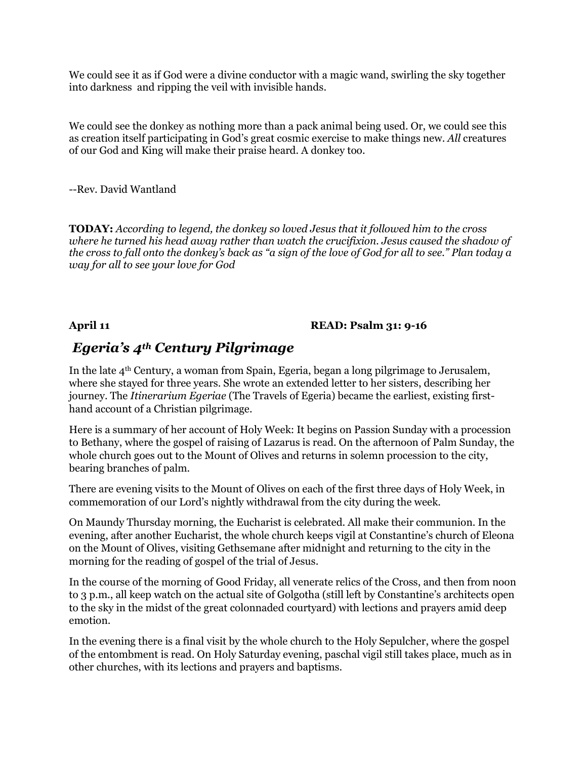We could see it as if God were a divine conductor with a magic wand, swirling the sky together into darkness  and ripping the veil with invisible hands.

We could see the donkey as nothing more than a pack animal being used. Or, we could see this as creation itself participating in God's great cosmic exercise to make things new. *All* creatures of our God and King will make their praise heard. A donkey too.

--Rev. David Wantland

**TODAY:** ***According to legend, the donkey so loved Jesus that it followed him to the cross where he turned his head away rather than watch the crucifixion. Jesus caused the shadow of the cross to fall onto the donkey's back as "a sign of the love of God for all to see." Plan today a way for all to see your love for God***

**April 11** **READ: Psalm 31: 9-16**

## *Egeria's 4th Century Pilgrimage*

In the late 4th Century, a woman from Spain, Egeria, began a long pilgrimage to Jerusalem, where she stayed for three years. She wrote an extended letter to her sisters, describing her journey. The *Itinerarium Egeriae* (The Travels of Egeria) became the earliest, existing first-hand account of a Christian pilgrimage.

Here is a summary of her account of Holy Week: It begins on Passion Sunday with a procession to Bethany, where the gospel of raising of Lazarus is read. On the afternoon of Palm Sunday, the whole church goes out to the Mount of Olives and returns in solemn procession to the city, bearing branches of palm.

There are evening visits to the Mount of Olives on each of the first three days of Holy Week, in commemoration of our Lord's nightly withdrawal from the city during the week.

On Maundy Thursday morning, the Eucharist is celebrated. All make their communion. In the evening, after another Eucharist, the whole church keeps vigil at Constantine's church of Eleona on the Mount of Olives, visiting Gethsemane after midnight and returning to the city in the morning for the reading of gospel of the trial of Jesus.

In the course of the morning of Good Friday, all venerate relics of the Cross, and then from noon to 3 p.m., all keep watch on the actual site of Golgotha (still left by Constantine's architects open to the sky in the midst of the great colonnaded courtyard) with lections and prayers amid deep emotion.

In the evening there is a final visit by the whole church to the Holy Sepulcher, where the gospel of the entombment is read. On Holy Saturday evening, paschal vigil still takes place, much as in other churches, with its lections and prayers and baptisms.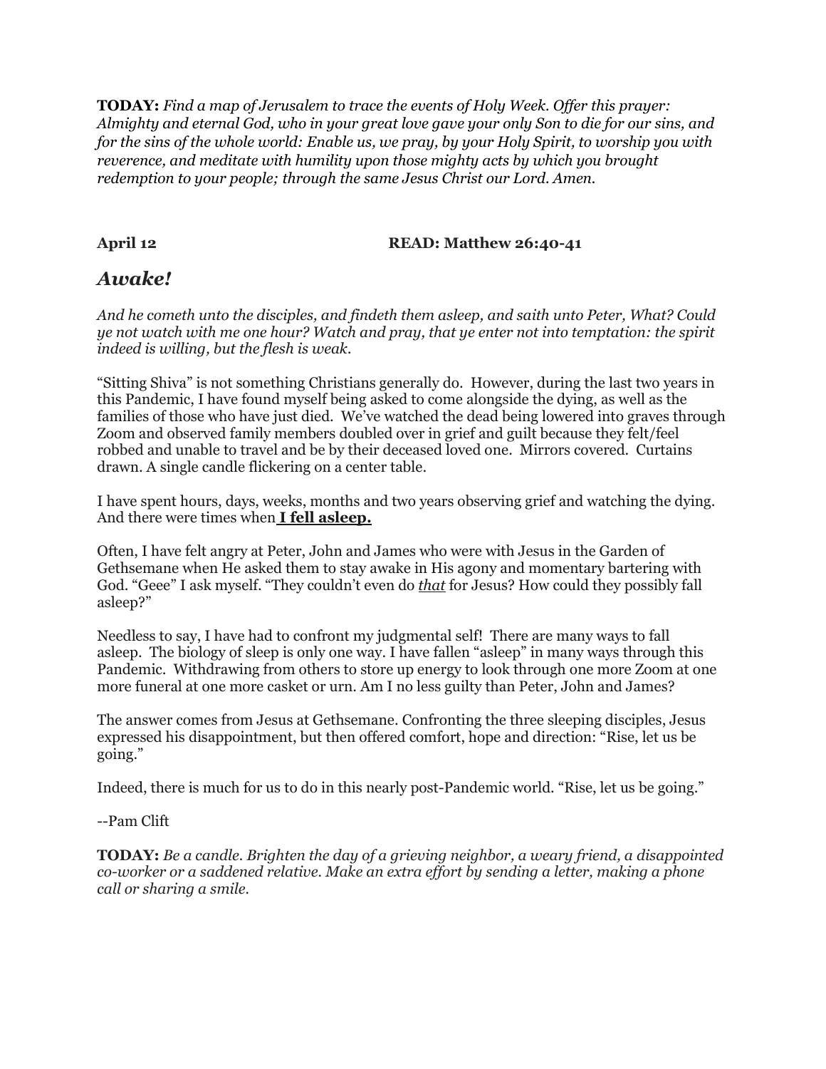**TODAY:** *Find a map of Jerusalem to trace the events of Holy Week. Offer this prayer: Almighty and eternal God, who in your great love gave your only Son to die for our sins, and for the sins of the whole world: Enable us, we pray, by your Holy Spirit, to worship you with reverence, and meditate with humility upon those mighty acts by which you brought redemption to your people; through the same Jesus Christ our Lord. Amen.*

**April 12** **READ: Matthew 26:40-41**

## *Awake!*

*And he cometh unto the disciples, and findeth them asleep, and saith unto Peter, What? Could ye not watch with me one hour? Watch and pray, that ye enter not into temptation: the spirit indeed is willing, but the flesh is weak.*

"Sitting Shiva" is not something Christians generally do. However, during the last two years in this Pandemic, I have found myself being asked to come alongside the dying, as well as the families of those who have just died. We've watched the dead being lowered into graves through Zoom and observed family members doubled over in grief and guilt because they felt/feel robbed and unable to travel and be by their deceased loved one. Mirrors covered. Curtains drawn. A single candle flickering on a center table.

I have spent hours, days, weeks, months and two years observing grief and watching the dying. And there were times when **I fell asleep.**

Often, I have felt angry at Peter, John and James who were with Jesus in the Garden of Gethsemane when He asked them to stay awake in His agony and momentary bartering with God. "Geee" I ask myself. "They couldn't even do *that* for Jesus? How could they possibly fall asleep?"

Needless to say, I have had to confront my judgmental self! There are many ways to fall asleep. The biology of sleep is only one way. I have fallen "asleep" in many ways through this Pandemic. Withdrawing from others to store up energy to look through one more Zoom at one more funeral at one more casket or urn. Am I no less guilty than Peter, John and James?

The answer comes from Jesus at Gethsemane. Confronting the three sleeping disciples, Jesus expressed his disappointment, but then offered comfort, hope and direction: "Rise, let us be going."

Indeed, there is much for us to do in this nearly post-Pandemic world. "Rise, let us be going."

--Pam Clift

**TODAY:** *Be a candle. Brighten the day of a grieving neighbor, a weary friend, a disappointed co-worker or a saddened relative. Make an extra effort by sending a letter, making a phone call or sharing a smile.*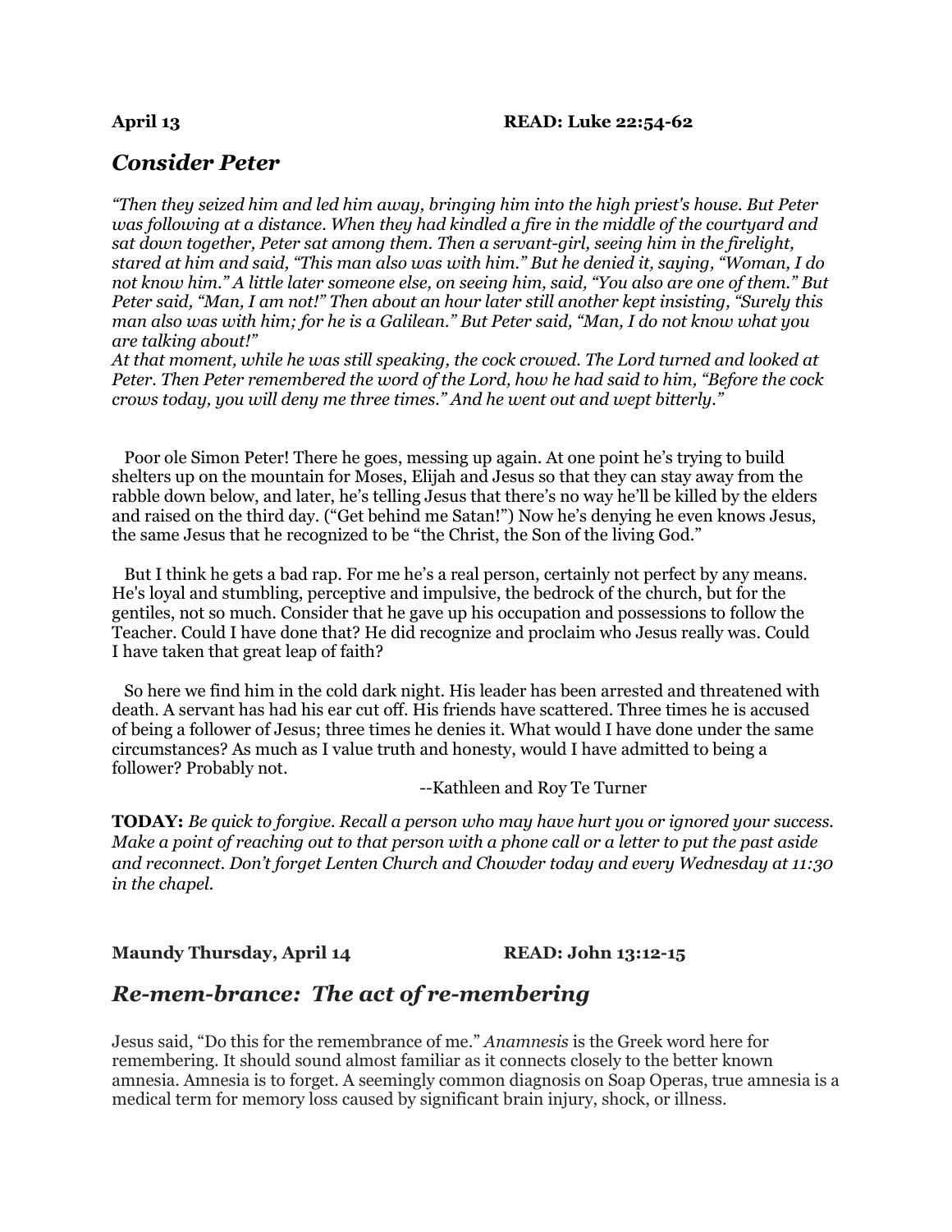**April 13** **READ: Luke 22:54-62**

## *Consider Peter*

*"Then they seized him and led him away, bringing him into the high priest's house. But Peter was following at a distance. When they had kindled a fire in the middle of the courtyard and sat down together, Peter sat among them. Then a servant-girl, seeing him in the firelight, stared at him and said, "This man also was with him." But he denied it, saying, "Woman, I do not know him." A little later someone else, on seeing him, said, "You also are one of them." But Peter said, "Man, I am not!" Then about an hour later still another kept insisting, "Surely this man also was with him; for he is a Galilean." But Peter said, "Man, I do not know what you are talking about!"*
*At that moment, while he was still speaking, the cock crowed. The Lord turned and looked at Peter. Then Peter remembered the word of the Lord, how he had said to him, "Before the cock crows today, you will deny me three times." And he went out and wept bitterly."*

Poor ole Simon Peter! There he goes, messing up again. At one point he's trying to build shelters up on the mountain for Moses, Elijah and Jesus so that they can stay away from the rabble down below, and later, he's telling Jesus that there's no way he'll be killed by the elders and raised on the third day. ("Get behind me Satan!") Now he's denying he even knows Jesus, the same Jesus that he recognized to be "the Christ, the Son of the living God."

But I think he gets a bad rap. For me he's a real person, certainly not perfect by any means. He's loyal and stumbling, perceptive and impulsive, the bedrock of the church, but for the gentiles, not so much. Consider that he gave up his occupation and possessions to follow the Teacher. Could I have done that? He did recognize and proclaim who Jesus really was. Could I have taken that great leap of faith?

So here we find him in the cold dark night. His leader has been arrested and threatened with death. A servant has had his ear cut off. His friends have scattered. Three times he is accused of being a follower of Jesus; three times he denies it. What would I have done under the same circumstances? As much as I value truth and honesty, would I have admitted to being a follower? Probably not.

--Kathleen and Roy Te Turner

**TODAY:** *Be quick to forgive. Recall a person who may have hurt you or ignored your success. Make a point of reaching out to that person with a phone call or a letter to put the past aside and reconnect. Don't forget Lenten Church and Chowder today and every Wednesday at 11:30 in the chapel.*

**Maundy Thursday, April 14** **READ: John 13:12-15**

## *Re-mem-brance: The act of re-membering*

Jesus said, "Do this for the remembrance of me." *Anamnesis* is the Greek word here for remembering. It should sound almost familiar as it connects closely to the better known amnesia. Amnesia is to forget. A seemingly common diagnosis on Soap Operas, true amnesia is a medical term for memory loss caused by significant brain injury, shock, or illness.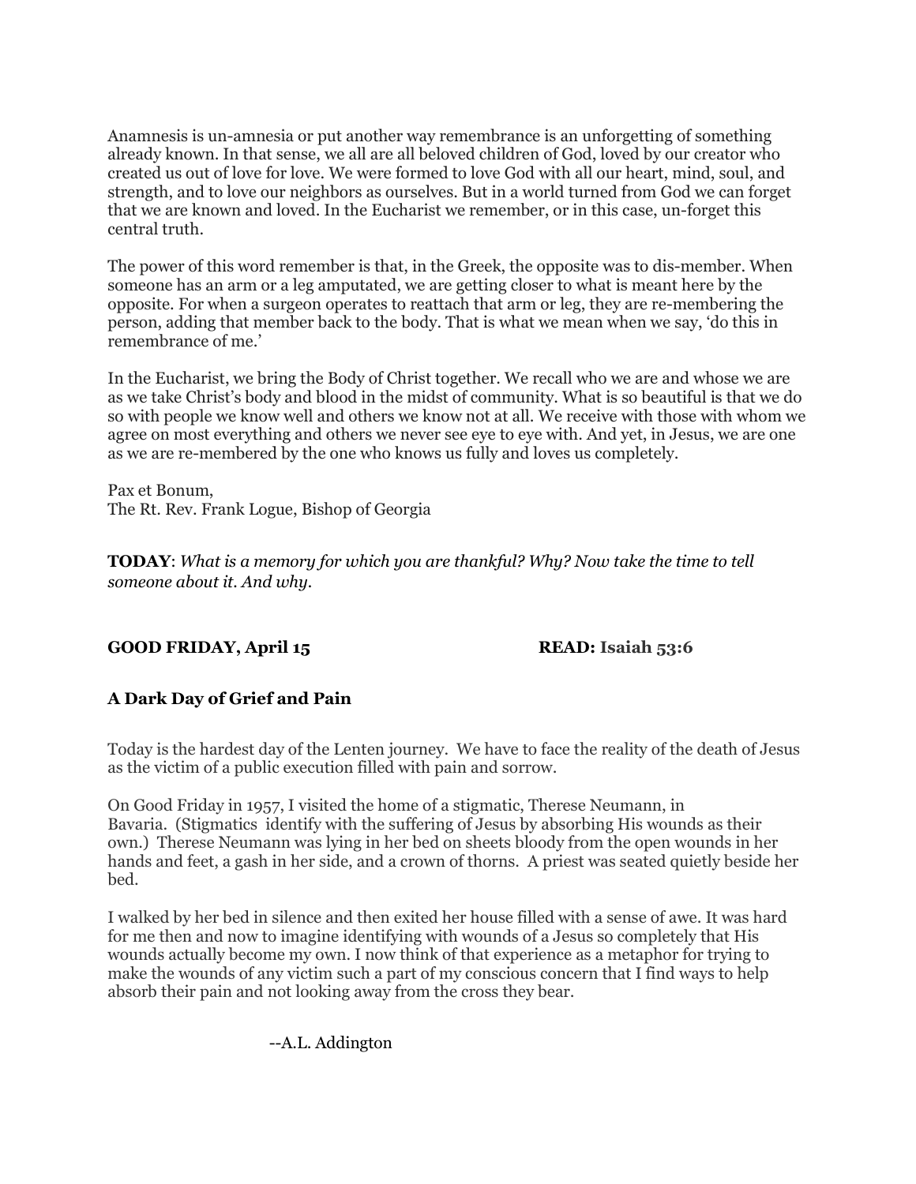Anamnesis is un-amnesia or put another way remembrance is an unforgetting of something already known. In that sense, we all are all beloved children of God, loved by our creator who created us out of love for love. We were formed to love God with all our heart, mind, soul, and strength, and to love our neighbors as ourselves. But in a world turned from God we can forget that we are known and loved. In the Eucharist we remember, or in this case, un-forget this central truth.

The power of this word remember is that, in the Greek, the opposite was to dis-member. When someone has an arm or a leg amputated, we are getting closer to what is meant here by the opposite. For when a surgeon operates to reattach that arm or leg, they are re-membering the person, adding that member back to the body. That is what we mean when we say, 'do this in remembrance of me.'

In the Eucharist, we bring the Body of Christ together. We recall who we are and whose we are as we take Christ's body and blood in the midst of community. What is so beautiful is that we do so with people we know well and others we know not at all. We receive with those with whom we agree on most everything and others we never see eye to eye with. And yet, in Jesus, we are one as we are re-membered by the one who knows us fully and loves us completely.

Pax et Bonum,
The Rt. Rev. Frank Logue, Bishop of Georgia

**TODAY**: *What is a memory for which you are thankful? Why? Now take the time to tell someone about it. And why.*

**GOOD FRIDAY, April 15** **READ: Isaiah 53:6**

## A Dark Day of Grief and Pain

Today is the hardest day of the Lenten journey. We have to face the reality of the death of Jesus as the victim of a public execution filled with pain and sorrow.

On Good Friday in 1957, I visited the home of a stigmatic, Therese Neumann, in Bavaria. (Stigmatics identify with the suffering of Jesus by absorbing His wounds as their own.) Therese Neumann was lying in her bed on sheets bloody from the open wounds in her hands and feet, a gash in her side, and a crown of thorns. A priest was seated quietly beside her bed.

I walked by her bed in silence and then exited her house filled with a sense of awe. It was hard for me then and now to imagine identifying with wounds of a Jesus so completely that His wounds actually become my own. I now think of that experience as a metaphor for trying to make the wounds of any victim such a part of my conscious concern that I find ways to help absorb their pain and not looking away from the cross they bear.

--A.L. Addington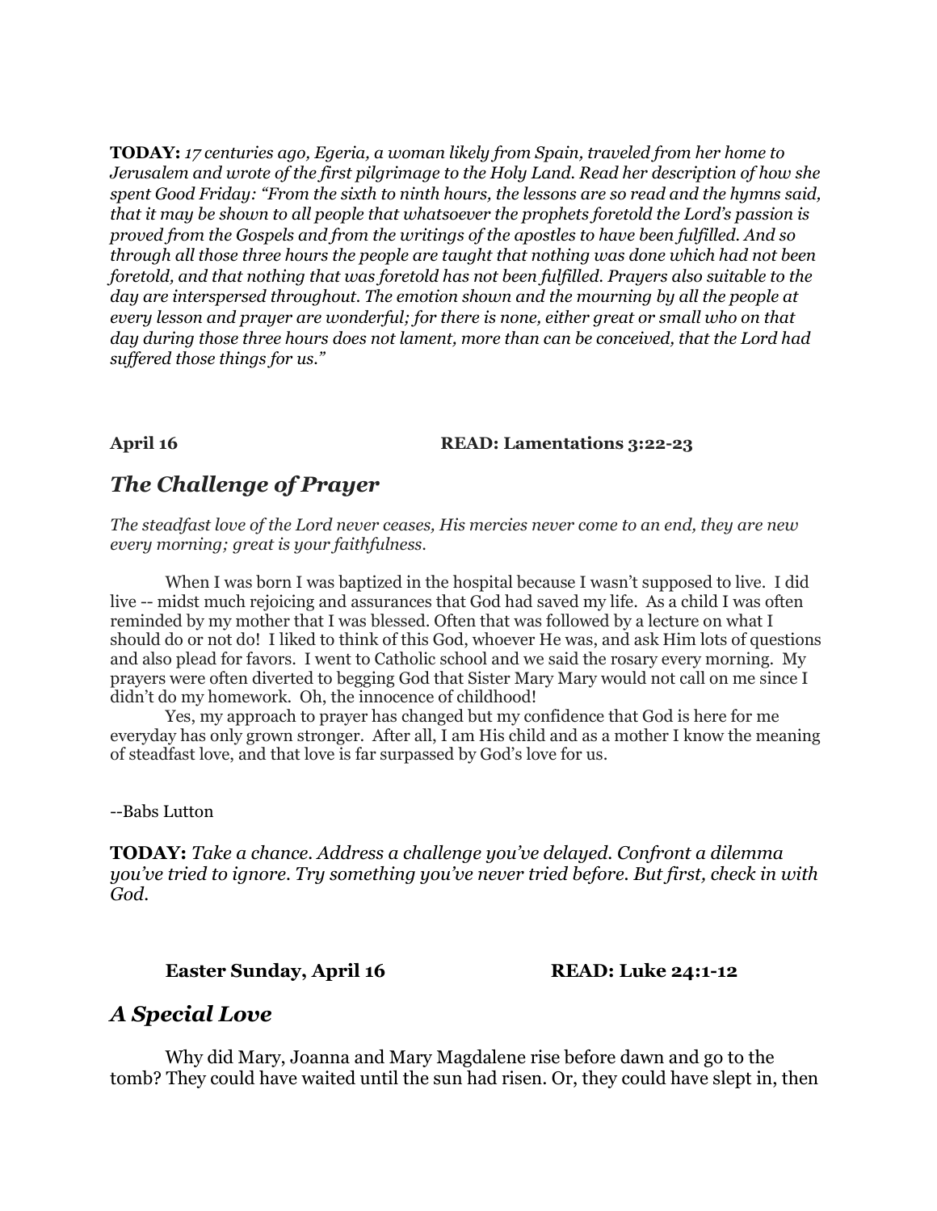**TODAY:** *17 centuries ago, Egeria, a woman likely from Spain, traveled from her home to Jerusalem and wrote of the first pilgrimage to the Holy Land. Read her description of how she spent Good Friday: "From the sixth to ninth hours, the lessons are so read and the hymns said, that it may be shown to all people that whatsoever the prophets foretold the Lord's passion is proved from the Gospels and from the writings of the apostles to have been fulfilled. And so through all those three hours the people are taught that nothing was done which had not been foretold, and that nothing that was foretold has not been fulfilled. Prayers also suitable to the day are interspersed throughout. The emotion shown and the mourning by all the people at every lesson and prayer are wonderful; for there is none, either great or small who on that day during those three hours does not lament, more than can be conceived, that the Lord had suffered those things for us."*

**April 16** **READ: Lamentations 3:22-23**

## *The Challenge of Prayer*

*The steadfast love of the Lord never ceases, His mercies never come to an end, they are new every morning; great is your faithfulness.*

When I was born I was baptized in the hospital because I wasn't supposed to live. I did live -- midst much rejoicing and assurances that God had saved my life. As a child I was often reminded by my mother that I was blessed. Often that was followed by a lecture on what I should do or not do! I liked to think of this God, whoever He was, and ask Him lots of questions and also plead for favors. I went to Catholic school and we said the rosary every morning. My prayers were often diverted to begging God that Sister Mary Mary would not call on me since I didn't do my homework. Oh, the innocence of childhood!

Yes, my approach to prayer has changed but my confidence that God is here for me everyday has only grown stronger. After all, I am His child and as a mother I know the meaning of steadfast love, and that love is far surpassed by God's love for us.

--Babs Lutton

**TODAY:** *Take a chance. Address a challenge you've delayed. Confront a dilemma you've tried to ignore. Try something you've never tried before. But first, check in with God.*

**Easter Sunday, April 16** **READ: Luke 24:1-12**

## *A Special Love*

Why did Mary, Joanna and Mary Magdalene rise before dawn and go to the tomb? They could have waited until the sun had risen. Or, they could have slept in, then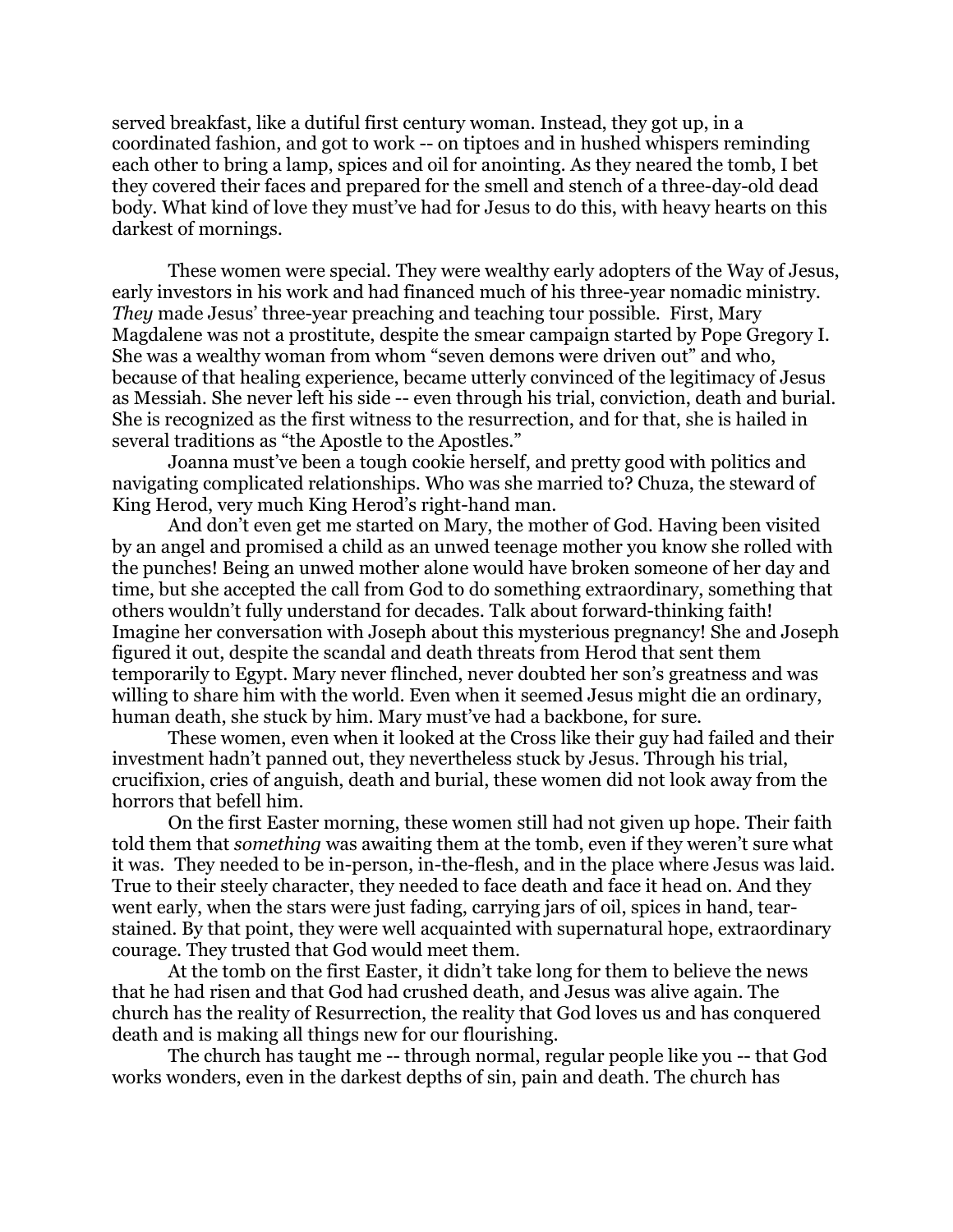served breakfast, like a dutiful first century woman. Instead, they got up, in a coordinated fashion, and got to work -- on tiptoes and in hushed whispers reminding each other to bring a lamp, spices and oil for anointing. As they neared the tomb, I bet they covered their faces and prepared for the smell and stench of a three-day-old dead body. What kind of love they must've had for Jesus to do this, with heavy hearts on this darkest of mornings.

These women were special. They were wealthy early adopters of the Way of Jesus, early investors in his work and had financed much of his three-year nomadic ministry. *They* made Jesus' three-year preaching and teaching tour possible. First, Mary Magdalene was not a prostitute, despite the smear campaign started by Pope Gregory I. She was a wealthy woman from whom "seven demons were driven out" and who, because of that healing experience, became utterly convinced of the legitimacy of Jesus as Messiah. She never left his side -- even through his trial, conviction, death and burial. She is recognized as the first witness to the resurrection, and for that, she is hailed in several traditions as "the Apostle to the Apostles."

Joanna must've been a tough cookie herself, and pretty good with politics and navigating complicated relationships. Who was she married to? Chuza, the steward of King Herod, very much King Herod's right-hand man.

And don't even get me started on Mary, the mother of God. Having been visited by an angel and promised a child as an unwed teenage mother you know she rolled with the punches! Being an unwed mother alone would have broken someone of her day and time, but she accepted the call from God to do something extraordinary, something that others wouldn't fully understand for decades. Talk about forward-thinking faith! Imagine her conversation with Joseph about this mysterious pregnancy! She and Joseph figured it out, despite the scandal and death threats from Herod that sent them temporarily to Egypt. Mary never flinched, never doubted her son's greatness and was willing to share him with the world. Even when it seemed Jesus might die an ordinary, human death, she stuck by him. Mary must've had a backbone, for sure.

These women, even when it looked at the Cross like their guy had failed and their investment hadn't panned out, they nevertheless stuck by Jesus. Through his trial, crucifixion, cries of anguish, death and burial, these women did not look away from the horrors that befell him.

On the first Easter morning, these women still had not given up hope. Their faith told them that *something* was awaiting them at the tomb, even if they weren't sure what it was. They needed to be in-person, in-the-flesh, and in the place where Jesus was laid. True to their steely character, they needed to face death and face it head on. And they went early, when the stars were just fading, carrying jars of oil, spices in hand, tear-stained. By that point, they were well acquainted with supernatural hope, extraordinary courage. They trusted that God would meet them.

At the tomb on the first Easter, it didn't take long for them to believe the news that he had risen and that God had crushed death, and Jesus was alive again. The church has the reality of Resurrection, the reality that God loves us and has conquered death and is making all things new for our flourishing.

The church has taught me -- through normal, regular people like you -- that God works wonders, even in the darkest depths of sin, pain and death. The church has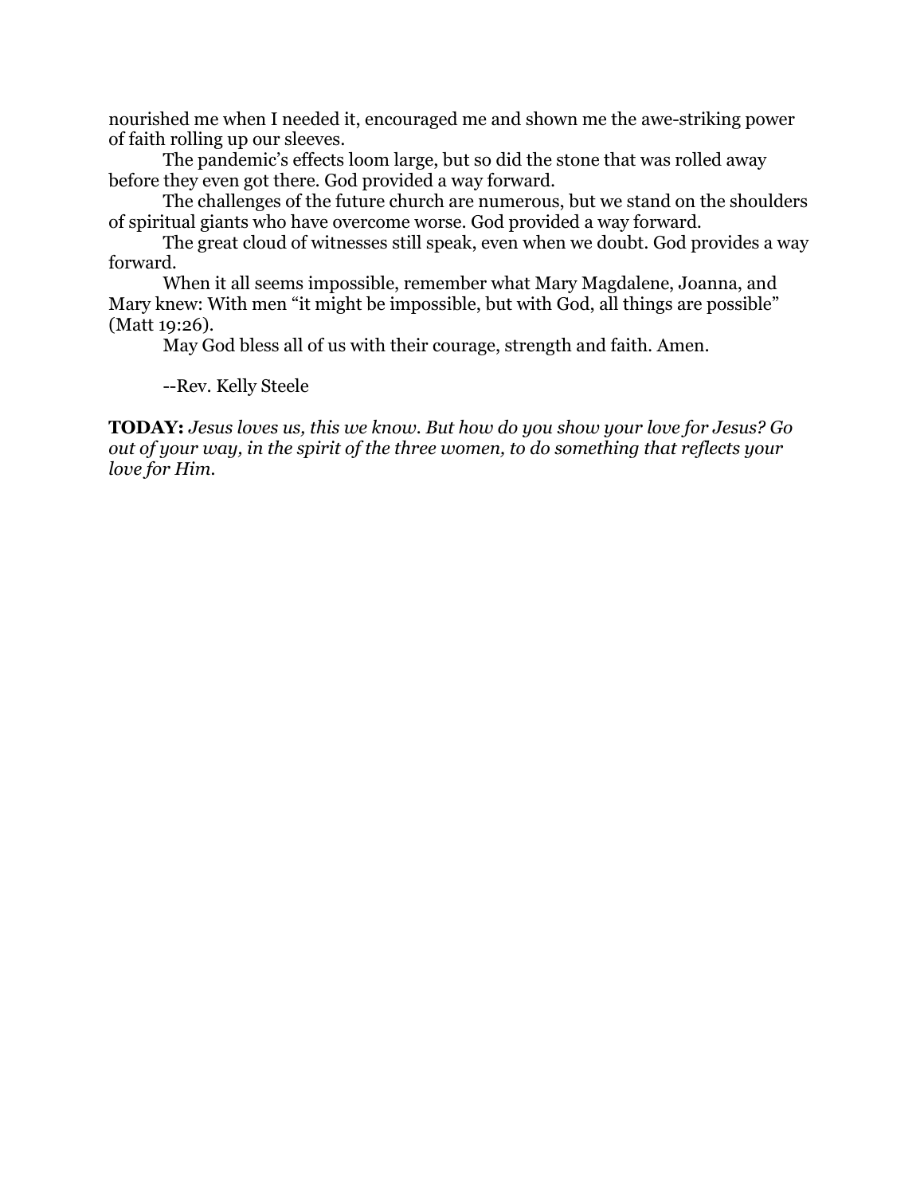nourished me when I needed it, encouraged me and shown me the awe-striking power of faith rolling up our sleeves.

The pandemic's effects loom large, but so did the stone that was rolled away before they even got there. God provided a way forward.

The challenges of the future church are numerous, but we stand on the shoulders of spiritual giants who have overcome worse. God provided a way forward.

The great cloud of witnesses still speak, even when we doubt. God provides a way forward.

When it all seems impossible, remember what Mary Magdalene, Joanna, and Mary knew: With men "it might be impossible, but with God, all things are possible" (Matt 19:26).

May God bless all of us with their courage, strength and faith. Amen.

--Rev. Kelly Steele

**TODAY:** *Jesus loves us, this we know. But how do you show your love for Jesus? Go out of your way, in the spirit of the three women, to do something that reflects your love for Him.*